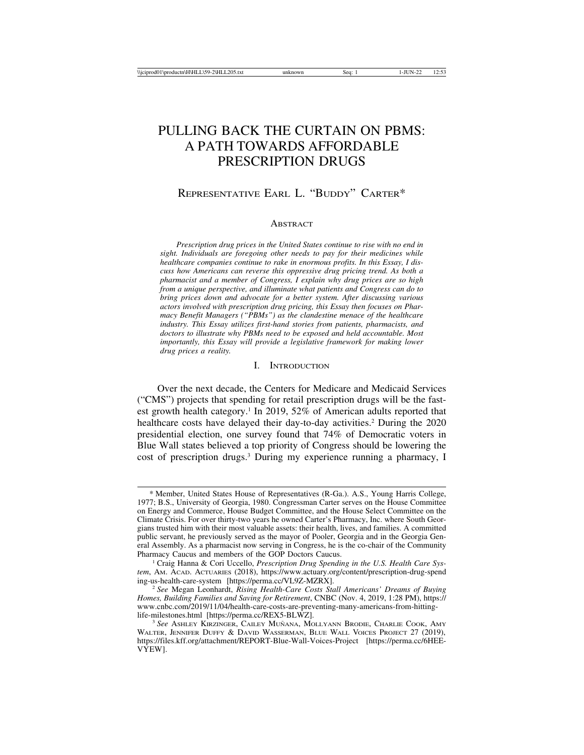# PULLING BACK THE CURTAIN ON PBMS: A PATH TOWARDS AFFORDABLE PRESCRIPTION DRUGS

REPRESENTATIVE EARL L. "BUDDY" CARTER*

## ABSTRACT

*Prescription drug prices in the United States continue to rise with no end in sight. Individuals are foregoing other needs to pay for their medicines while healthcare companies continue to rake in enormous profits. In this Essay, I discuss how Americans can reverse this oppressive drug pricing trend. As both a pharmacist and a member of Congress, I explain why drug prices are so high from a unique perspective, and illuminate what patients and Congress can do to bring prices down and advocate for a better system. After discussing various actors involved with prescription drug pricing, this Essay then focuses on Pharmacy Benefit Managers ("PBMs") as the clandestine menace of the healthcare industry. This Essay utilizes first-hand stories from patients, pharmacists, and doctors to illustrate why PBMs need to be exposed and held accountable. Most importantly, this Essay will provide a legislative framework for making lower drug prices a reality.*

## I. INTRODUCTION

Over the next decade, the Centers for Medicare and Medicaid Services ("CMS") projects that spending for retail prescription drugs will be the fastest growth health category.[1] In 2019, 52% of American adults reported that healthcare costs have delayed their day-to-day activities.[2] During the 2020 presidential election, one survey found that 74% of Democratic voters in Blue Wall states believed a top priority of Congress should be lowering the cost of prescription drugs.[3] During my experience running a pharmacy, I

---

\* Member, United States House of Representatives (R-Ga.). A.S., Young Harris College, 1977; B.S., University of Georgia, 1980. Congressman Carter serves on the House Committee on Energy and Commerce, House Budget Committee, and the House Select Committee on the Climate Crisis. For over thirty-two years he owned Carter's Pharmacy, Inc. where South Georgians trusted him with their most valuable assets: their health, lives, and families. A committed public servant, he previously served as the mayor of Pooler, Georgia and in the Georgia General Assembly. As a pharmacist now serving in Congress, he is the co-chair of the Community Pharmacy Caucus and members of the GOP Doctors Caucus.

[1] Craig Hanna & Cori Uccello, *Prescription Drug Spending in the U.S. Health Care System*, AM. ACAD. ACTUARIES (2018), https://www.actuary.org/content/prescription-drug-spending-us-health-care-system [https://perma.cc/VL9Z-MZRX].

[2] *See* Megan Leonhardt, *Rising Health-Care Costs Stall Americans' Dreams of Buying Homes, Building Families and Saving for Retirement*, CNBC (Nov. 4, 2019, 1:28 PM), https://www.cnbc.com/2019/11/04/health-care-costs-are-preventing-many-americans-from-hitting-life-milestones.html [https://perma.cc/REX5-BLWZ].

[3] *See* ASHLEY KIRZINGER, CAILEY MUÑANA, MOLLYANN BRODIE, CHARLIE COOK, AMY WALTER, JENNIFER DUFFY & DAVID WASSERMAN, BLUE WALL VOICES PROJECT 27 (2019), https://files.kff.org/attachment/REPORT-Blue-Wall-Voices-Project [https://perma.cc/6HEE-VYEW].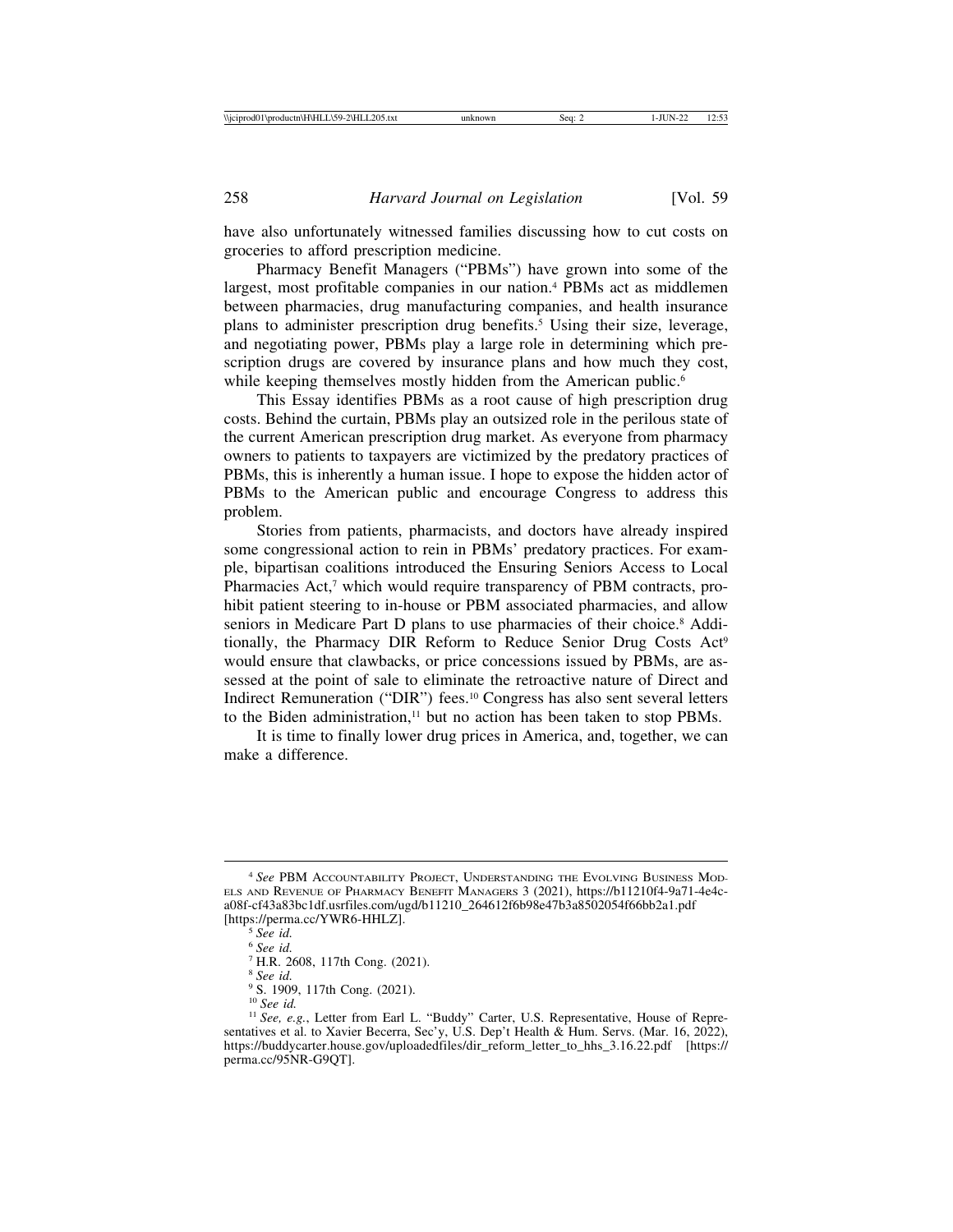have also unfortunately witnessed families discussing how to cut costs on groceries to afford prescription medicine.

Pharmacy Benefit Managers ("PBMs") have grown into some of the largest, most profitable companies in our nation.[4] PBMs act as middlemen between pharmacies, drug manufacturing companies, and health insurance plans to administer prescription drug benefits.[5] Using their size, leverage, and negotiating power, PBMs play a large role in determining which prescription drugs are covered by insurance plans and how much they cost, while keeping themselves mostly hidden from the American public.[6]

This Essay identifies PBMs as a root cause of high prescription drug costs. Behind the curtain, PBMs play an outsized role in the perilous state of the current American prescription drug market. As everyone from pharmacy owners to patients to taxpayers are victimized by the predatory practices of PBMs, this is inherently a human issue. I hope to expose the hidden actor of PBMs to the American public and encourage Congress to address this problem.

Stories from patients, pharmacists, and doctors have already inspired some congressional action to rein in PBMs' predatory practices. For example, bipartisan coalitions introduced the Ensuring Seniors Access to Local Pharmacies Act,[7] which would require transparency of PBM contracts, prohibit patient steering to in-house or PBM associated pharmacies, and allow seniors in Medicare Part D plans to use pharmacies of their choice.[8] Additionally, the Pharmacy DIR Reform to Reduce Senior Drug Costs Act[9] would ensure that clawbacks, or price concessions issued by PBMs, are assessed at the point of sale to eliminate the retroactive nature of Direct and Indirect Remuneration ("DIR") fees.[10] Congress has also sent several letters to the Biden administration,[11] but no action has been taken to stop PBMs.

It is time to finally lower drug prices in America, and, together, we can make a difference.

---

[4] *See* PBM Accountability Project, Understanding the Evolving Business Models and Revenue of Pharmacy Benefit Managers 3 (2021), https://b11210f4-9a71-4e4c-a08f-cf43a83bc1df.usrfiles.com/ugd/b11210_264612f6b98e47b3a8502054f66bb2a1.pdf [https://perma.cc/YWR6-HHLZ].

[5] *See id.*

[6] *See id.*

[7] H.R. 2608, 117th Cong. (2021).

[8] *See id.*

[9] S. 1909, 117th Cong. (2021).

[10] *See id.*

[11] *See, e.g.*, Letter from Earl L. "Buddy" Carter, U.S. Representative, House of Representatives et al. to Xavier Becerra, Sec'y, U.S. Dep't Health & Hum. Servs. (Mar. 16, 2022), https://buddycarter.house.gov/uploadedfiles/dir_reform_letter_to_hhs_3.16.22.pdf [https://perma.cc/95NR-G9QT].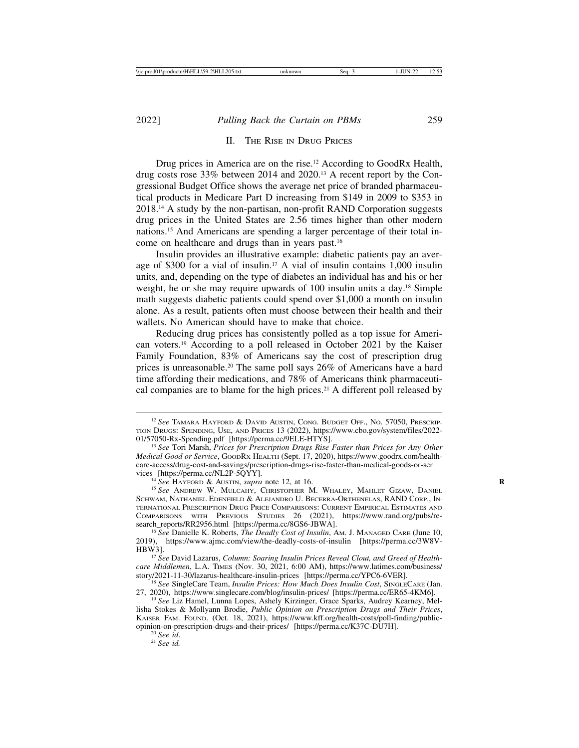## II. The Rise in Drug Prices

Drug prices in America are on the rise.[12] According to GoodRx Health, drug costs rose 33% between 2014 and 2020.[13] A recent report by the Congressional Budget Office shows the average net price of branded pharmaceutical products in Medicare Part D increasing from $149 in 2009 to $353 in 2018.[14] A study by the non-partisan, non-profit RAND Corporation suggests drug prices in the United States are 2.56 times higher than other modern nations.[15] And Americans are spending a larger percentage of their total income on healthcare and drugs than in years past.[16]

Insulin provides an illustrative example: diabetic patients pay an average of $300 for a vial of insulin.[17] A vial of insulin contains 1,000 insulin units, and, depending on the type of diabetes an individual has and his or her weight, he or she may require upwards of 100 insulin units a day.[18] Simple math suggests diabetic patients could spend over $1,000 a month on insulin alone. As a result, patients often must choose between their health and their wallets. No American should have to make that choice.

Reducing drug prices has consistently polled as a top issue for American voters.[19] According to a poll released in October 2021 by the Kaiser Family Foundation, 83% of Americans say the cost of prescription drug prices is unreasonable.[20] The same poll says 26% of Americans have a hard time affording their medications, and 78% of Americans think pharmaceutical companies are to blame for the high prices.[21] A different poll released by

---

[12] *See* Tamara Hayford & David Austin, Cong. Budget Off., No. 57050, Prescription Drugs: Spending, Use, and Prices 13 (2022), https://www.cbo.gov/system/files/2022-01/57050-Rx-Spending.pdf [https://perma.cc/9ELE-HTYS].

[13] *See* Tori Marsh, *Prices for Prescription Drugs Rise Faster than Prices for Any Other Medical Good or Service*, GoodRx Health (Sept. 17, 2020), https://www.goodrx.com/health-care-access/drug-cost-and-savings/prescription-drugs-rise-faster-than-medical-goods-or-services [https://perma.cc/NL2P-5QYY].

[14] *See* Hayford & Austin, *supra* note 12, at 16.

[15] *See* Andrew W. Mulcahy, Christopher M. Whaley, Mahlet Gizaw, Daniel Schwam, Nathaniel Edenfield & Alejandro U. Becerra-Orthenelas, RAND Corp., International Prescription Drug Price Comparisons: Current Empirical Estimates and Comparisons with Previous Studies 26 (2021), https://www.rand.org/pubs/research_reports/RR2956.html [https://perma.cc/8GS6-JBWA].

[16] *See* Danielle K. Roberts, *The Deadly Cost of Insulin*, Am. J. Managed Care (June 10, 2019), https://www.ajmc.com/view/the-deadly-costs-of-insulin [https://perma.cc/3W8V-HBW3].

[17] *See* David Lazarus, *Column: Soaring Insulin Prices Reveal Clout, and Greed of Healthcare Middlemen*, L.A. Times (Nov. 30, 2021, 6:00 AM), https://www.latimes.com/business/story/2021-11-30/lazarus-healthcare-insulin-prices [https://perma.cc/YPC6-6VER].

[18] *See* SingleCare Team, *Insulin Prices: How Much Does Insulin Cost*, SingleCare (Jan. 27, 2020), https://www.singlecare.com/blog/insulin-prices/ [https://perma.cc/ER65-4KM6].

[19] *See* Liz Hamel, Lunna Lopes, Ashely Kirzinger, Grace Sparks, Audrey Kearney, Mellisha Stokes & Mollyann Brodie, *Public Opinion on Prescription Drugs and Their Prices*, Kaiser Fam. Found. (Oct. 18, 2021), https://www.kff.org/health-costs/poll-finding/public-opinion-on-prescription-drugs-and-their-prices/ [https://perma.cc/K37C-DU7H].

[20] *See id.*

[21] *See id.*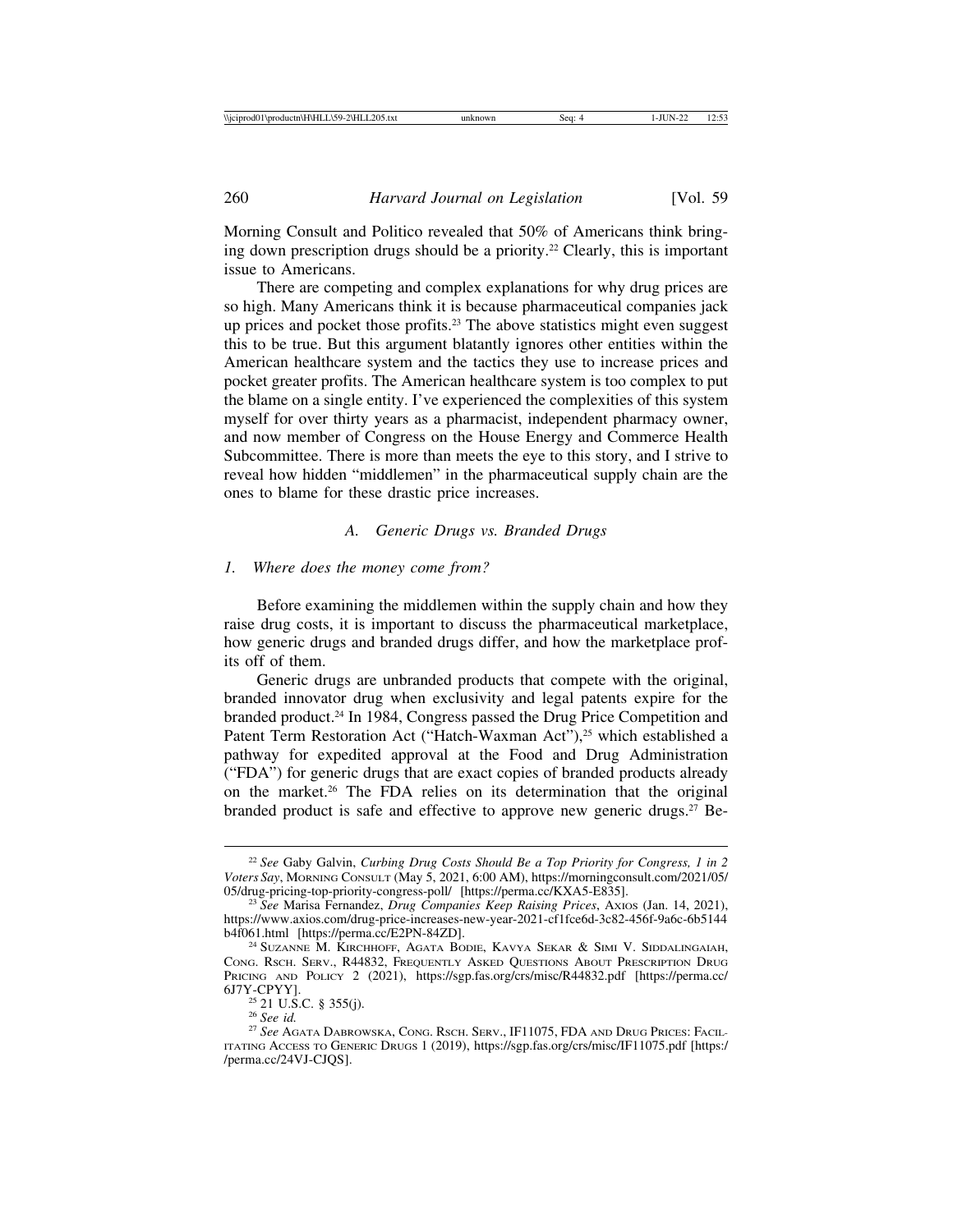Morning Consult and Politico revealed that 50% of Americans think bringing down prescription drugs should be a priority.[22] Clearly, this is important issue to Americans.

There are competing and complex explanations for why drug prices are so high. Many Americans think it is because pharmaceutical companies jack up prices and pocket those profits.[23] The above statistics might even suggest this to be true. But this argument blatantly ignores other entities within the American healthcare system and the tactics they use to increase prices and pocket greater profits. The American healthcare system is too complex to put the blame on a single entity. I've experienced the complexities of this system myself for over thirty years as a pharmacist, independent pharmacy owner, and now member of Congress on the House Energy and Commerce Health Subcommittee. There is more than meets the eye to this story, and I strive to reveal how hidden "middlemen" in the pharmaceutical supply chain are the ones to blame for these drastic price increases.

### *A. Generic Drugs vs. Branded Drugs*

#### *1. Where does the money come from?*

Before examining the middlemen within the supply chain and how they raise drug costs, it is important to discuss the pharmaceutical marketplace, how generic drugs and branded drugs differ, and how the marketplace profits off of them.

Generic drugs are unbranded products that compete with the original, branded innovator drug when exclusivity and legal patents expire for the branded product.[24] In 1984, Congress passed the Drug Price Competition and Patent Term Restoration Act ("Hatch-Waxman Act"),[25] which established a pathway for expedited approval at the Food and Drug Administration ("FDA") for generic drugs that are exact copies of branded products already on the market.[26] The FDA relies on its determination that the original branded product is safe and effective to approve new generic drugs.[27] Be-

---

[22] *See* Gaby Galvin, *Curbing Drug Costs Should Be a Top Priority for Congress, 1 in 2 Voters Say*, Morning Consult (May 5, 2021, 6:00 AM), https://morningconsult.com/2021/05/05/drug-pricing-top-priority-congress-poll/ [https://perma.cc/KXA5-E835].

[23] *See* Marisa Fernandez, *Drug Companies Keep Raising Prices*, Axios (Jan. 14, 2021), https://www.axios.com/drug-price-increases-new-year-2021-cf1fce6d-3c82-456f-9a6c-6b5144b4f061.html [https://perma.cc/E2PN-84ZD].

[24] Suzanne M. Kirchhoff, Agata Bodie, Kavya Sekar & Simi V. Siddalingaiah, Cong. Rsch. Serv., R44832, Frequently Asked Questions About Prescription Drug Pricing and Policy 2 (2021), https://sgp.fas.org/crs/misc/R44832.pdf [https://perma.cc/6J7Y-CPYY].

[25] 21 U.S.C. § 355(j).

[26] *See id.*

[27] *See* Agata Dabrowska, Cong. Rsch. Serv., IF11075, FDA and Drug Prices: Facilitating Access to Generic Drugs 1 (2019), https://sgp.fas.org/crs/misc/IF11075.pdf [https://perma.cc/24VJ-CJQS].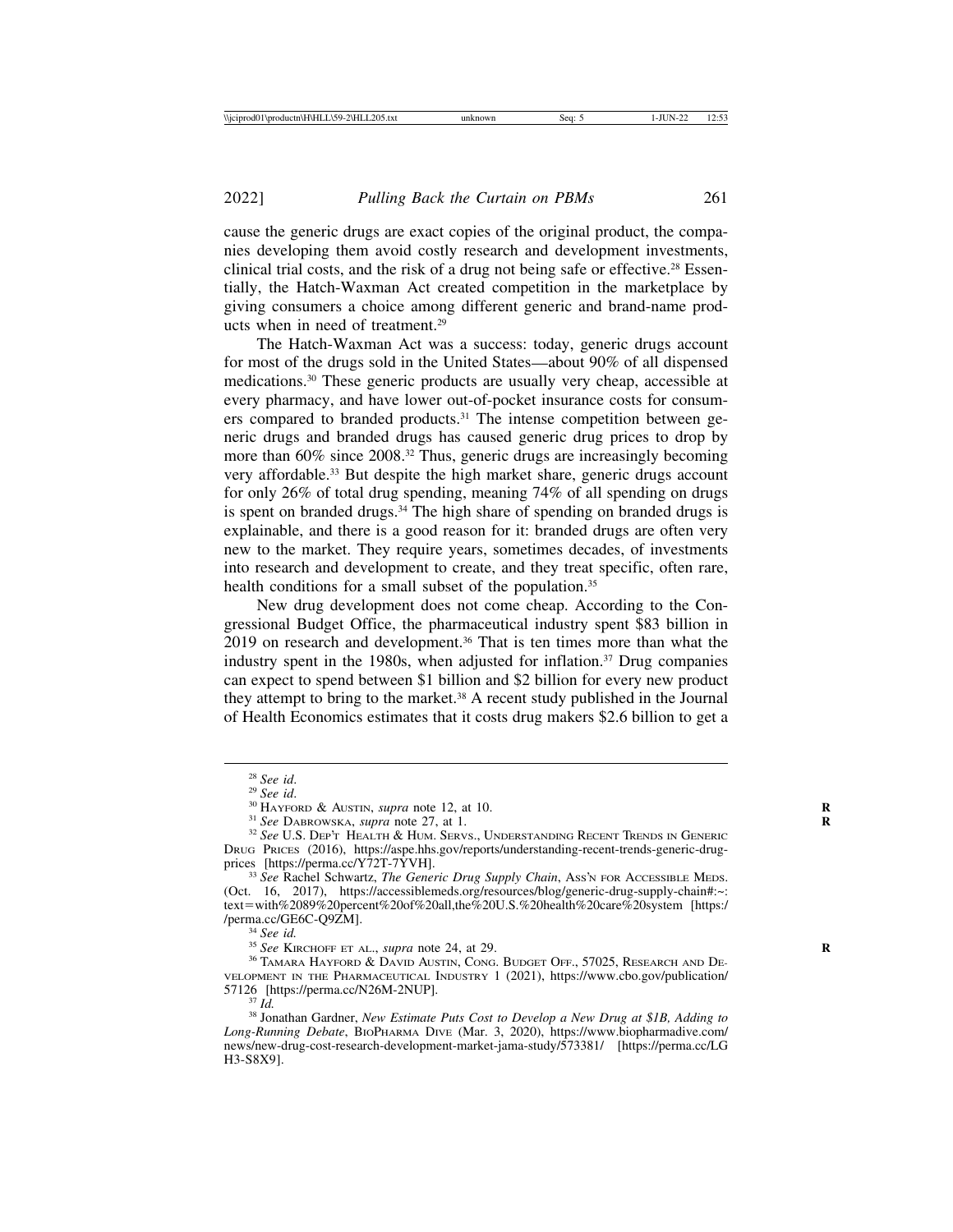cause the generic drugs are exact copies of the original product, the companies developing them avoid costly research and development investments, clinical trial costs, and the risk of a drug not being safe or effective.[28] Essentially, the Hatch-Waxman Act created competition in the marketplace by giving consumers a choice among different generic and brand-name products when in need of treatment.[29]

The Hatch-Waxman Act was a success: today, generic drugs account for most of the drugs sold in the United States—about 90% of all dispensed medications.[30] These generic products are usually very cheap, accessible at every pharmacy, and have lower out-of-pocket insurance costs for consumers compared to branded products.[31] The intense competition between generic drugs and branded drugs has caused generic drug prices to drop by more than 60% since 2008.[32] Thus, generic drugs are increasingly becoming very affordable.[33] But despite the high market share, generic drugs account for only 26% of total drug spending, meaning 74% of all spending on drugs is spent on branded drugs.[34] The high share of spending on branded drugs is explainable, and there is a good reason for it: branded drugs are often very new to the market. They require years, sometimes decades, of investments into research and development to create, and they treat specific, often rare, health conditions for a small subset of the population.[35]

New drug development does not come cheap. According to the Congressional Budget Office, the pharmaceutical industry spent $83 billion in 2019 on research and development.[36] That is ten times more than what the industry spent in the 1980s, when adjusted for inflation.[37] Drug companies can expect to spend between $1 billion and $2 billion for every new product they attempt to bring to the market.[38] A recent study published in the Journal of Health Economics estimates that it costs drug makers $2.6 billion to get a

---

[28] *See id.*

[29] *See id.*

[30] HAYFORD & AUSTIN, *supra* note 12, at 10.

[31] *See* DABROWSKA, *supra* note 27, at 1.

[32] *See* U.S. DEP'T HEALTH & HUM. SERVS., UNDERSTANDING RECENT TRENDS IN GENERIC DRUG PRICES (2016), https://aspe.hhs.gov/reports/understanding-recent-trends-generic-drug-prices [https://perma.cc/Y72T-7YVH].

[33] *See* Rachel Schwartz, *The Generic Drug Supply Chain*, ASS'N FOR ACCESSIBLE MEDS. (Oct. 16, 2017), https://accessiblemeds.org/resources/blog/generic-drug-supply-chain#:~:text=with%2089%20percent%20of%20all,the%20U.S.%20health%20care%20system [https://perma.cc/GE6C-Q9ZM].

[34] *See id.*

[35] *See* KIRCHOFF ET AL., *supra* note 24, at 29.

[36] TAMARA HAYFORD & DAVID AUSTIN, CONG. BUDGET OFF., 57025, RESEARCH AND DEVELOPMENT IN THE PHARMACEUTICAL INDUSTRY 1 (2021), https://www.cbo.gov/publication/57126 [https://perma.cc/N26M-2NUP].

[37] *Id.*

[38] Jonathan Gardner, *New Estimate Puts Cost to Develop a New Drug at $1B, Adding to Long-Running Debate*, BIOPHARMA DIVE (Mar. 3, 2020), https://www.biopharmadive.com/news/new-drug-cost-research-development-market-jama-study/573381/ [https://perma.cc/LGH3-S8X9].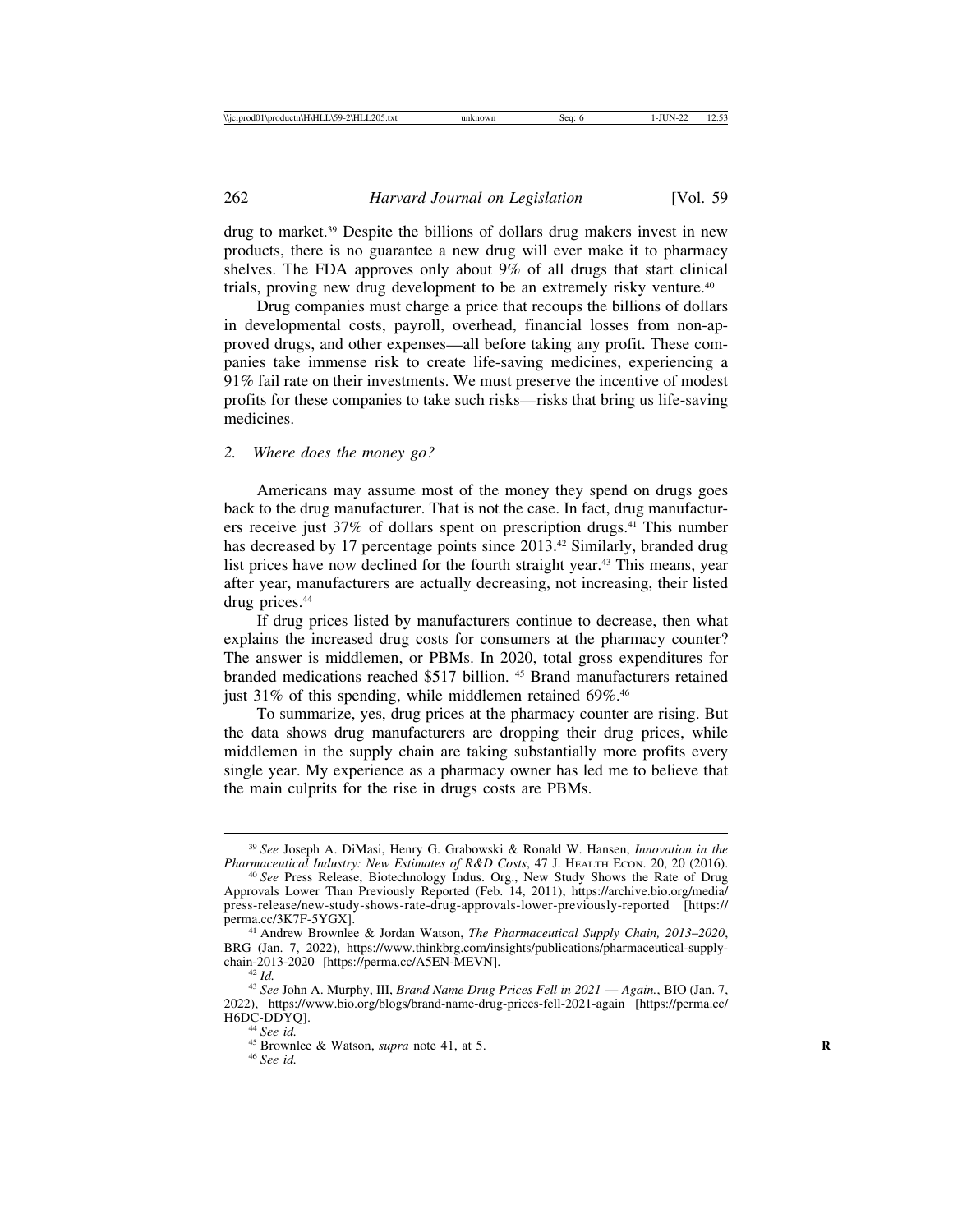drug to market.[39] Despite the billions of dollars drug makers invest in new products, there is no guarantee a new drug will ever make it to pharmacy shelves. The FDA approves only about 9% of all drugs that start clinical trials, proving new drug development to be an extremely risky venture.[40]

Drug companies must charge a price that recoups the billions of dollars in developmental costs, payroll, overhead, financial losses from non-approved drugs, and other expenses—all before taking any profit. These companies take immense risk to create life-saving medicines, experiencing a 91% fail rate on their investments. We must preserve the incentive of modest profits for these companies to take such risks—risks that bring us life-saving medicines.

### *2. Where does the money go?*

Americans may assume most of the money they spend on drugs goes back to the drug manufacturer. That is not the case. In fact, drug manufacturers receive just 37% of dollars spent on prescription drugs.[41] This number has decreased by 17 percentage points since 2013.[42] Similarly, branded drug list prices have now declined for the fourth straight year.[43] This means, year after year, manufacturers are actually decreasing, not increasing, their listed drug prices.[44]

If drug prices listed by manufacturers continue to decrease, then what explains the increased drug costs for consumers at the pharmacy counter? The answer is middlemen, or PBMs. In 2020, total gross expenditures for branded medications reached $517 billion. [45] Brand manufacturers retained just 31% of this spending, while middlemen retained 69%.[46]

To summarize, yes, drug prices at the pharmacy counter are rising. But the data shows drug manufacturers are dropping their drug prices, while middlemen in the supply chain are taking substantially more profits every single year. My experience as a pharmacy owner has led me to believe that the main culprits for the rise in drugs costs are PBMs.

---

[39] *See* Joseph A. DiMasi, Henry G. Grabowski & Ronald W. Hansen, *Innovation in the Pharmaceutical Industry: New Estimates of R&D Costs*, 47 J. HEALTH ECON. 20, 20 (2016).

[40] *See* Press Release, Biotechnology Indus. Org., New Study Shows the Rate of Drug Approvals Lower Than Previously Reported (Feb. 14, 2011), https://archive.bio.org/media/press-release/new-study-shows-rate-drug-approvals-lower-previously-reported [https://perma.cc/3K7F-5YGX].

[41] Andrew Brownlee & Jordan Watson, *The Pharmaceutical Supply Chain, 2013–2020*, BRG (Jan. 7, 2022), https://www.thinkbrg.com/insights/publications/pharmaceutical-supply-chain-2013-2020 [https://perma.cc/A5EN-MEVN].

[42] *Id.*

[43] *See* John A. Murphy, III, *Brand Name Drug Prices Fell in 2021 — Again.*, BIO (Jan. 7, 2022), https://www.bio.org/blogs/brand-name-drug-prices-fell-2021-again [https://perma.cc/H6DC-DDYQ].

[44] *See id.*

[45] Brownlee & Watson, *supra* note 41, at 5.

[46] *See id.*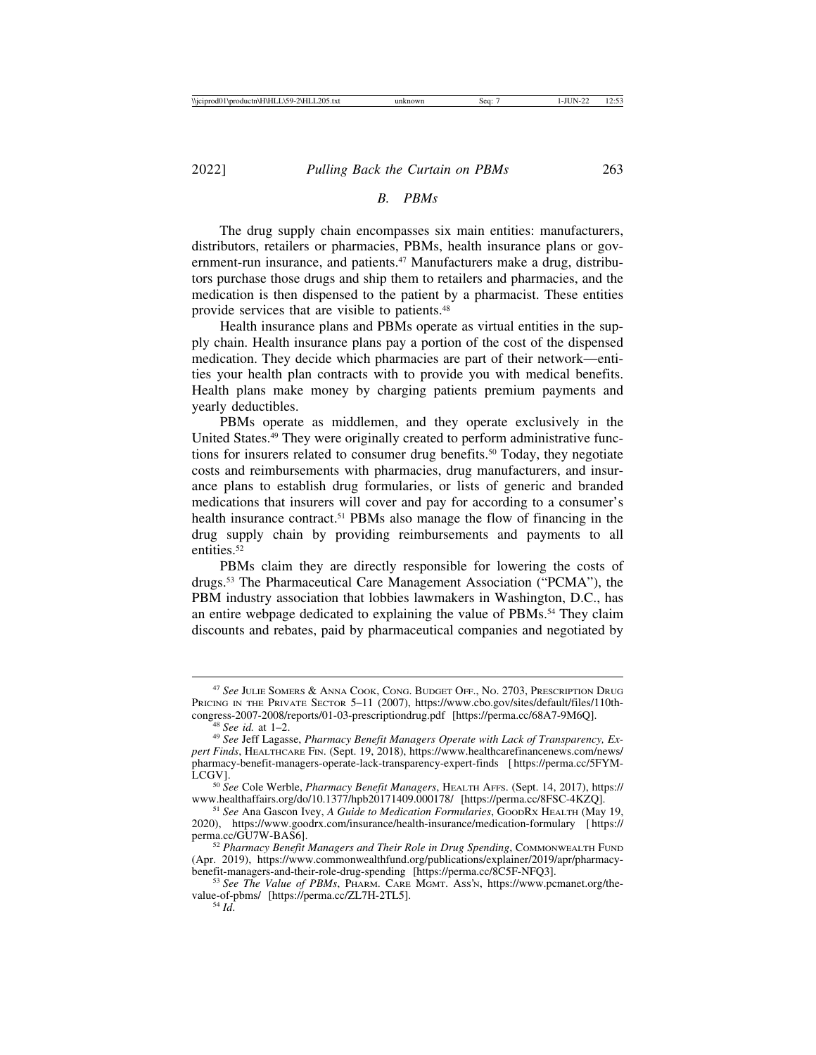### B. PBMs

The drug supply chain encompasses six main entities: manufacturers, distributors, retailers or pharmacies, PBMs, health insurance plans or government-run insurance, and patients.[47] Manufacturers make a drug, distributors purchase those drugs and ship them to retailers and pharmacies, and the medication is then dispensed to the patient by a pharmacist. These entities provide services that are visible to patients.[48]

Health insurance plans and PBMs operate as virtual entities in the supply chain. Health insurance plans pay a portion of the cost of the dispensed medication. They decide which pharmacies are part of their network—entities your health plan contracts with to provide you with medical benefits. Health plans make money by charging patients premium payments and yearly deductibles.

PBMs operate as middlemen, and they operate exclusively in the United States.[49] They were originally created to perform administrative functions for insurers related to consumer drug benefits.[50] Today, they negotiate costs and reimbursements with pharmacies, drug manufacturers, and insurance plans to establish drug formularies, or lists of generic and branded medications that insurers will cover and pay for according to a consumer's health insurance contract.[51] PBMs also manage the flow of financing in the drug supply chain by providing reimbursements and payments to all entities.[52]

PBMs claim they are directly responsible for lowering the costs of drugs.[53] The Pharmaceutical Care Management Association ("PCMA"), the PBM industry association that lobbies lawmakers in Washington, D.C., has an entire webpage dedicated to explaining the value of PBMs.[54] They claim discounts and rebates, paid by pharmaceutical companies and negotiated by

---

[47] *See* Julie Somers & Anna Cook, Cong. Budget Off., No. 2703, Prescription Drug Pricing in the Private Sector 5–11 (2007), https://www.cbo.gov/sites/default/files/110th-congress-2007-2008/reports/01-03-prescriptiondrug.pdf [https://perma.cc/68A7-9M6Q].

[48] *See id.* at 1–2.

[49] *See* Jeff Lagasse, *Pharmacy Benefit Managers Operate with Lack of Transparency, Expert Finds*, Healthcare Fin. (Sept. 19, 2018), https://www.healthcarefinancenews.com/news/pharmacy-benefit-managers-operate-lack-transparency-expert-finds [https://perma.cc/5FYM-LCGV].

[50] *See* Cole Werble, *Pharmacy Benefit Managers*, Health Affs. (Sept. 14, 2017), https://www.healthaffairs.org/do/10.1377/hpb20171409.000178/ [https://perma.cc/8FSC-4KZQ].

[51] *See* Ana Gascon Ivey, *A Guide to Medication Formularies*, GoodRx Health (May 19, 2020), https://www.goodrx.com/insurance/health-insurance/medication-formulary [https://perma.cc/GU7W-BAS6].

[52] *Pharmacy Benefit Managers and Their Role in Drug Spending*, Commonwealth Fund (Apr. 2019), https://www.commonwealthfund.org/publications/explainer/2019/apr/pharmacy-benefit-managers-and-their-role-drug-spending [https://perma.cc/8C5F-NFQ3].

[53] *See The Value of PBMs*, Pharm. Care Mgmt. Ass'n, https://www.pcmanet.org/the-value-of-pbms/ [https://perma.cc/ZL7H-2TL5].

[54] *Id.*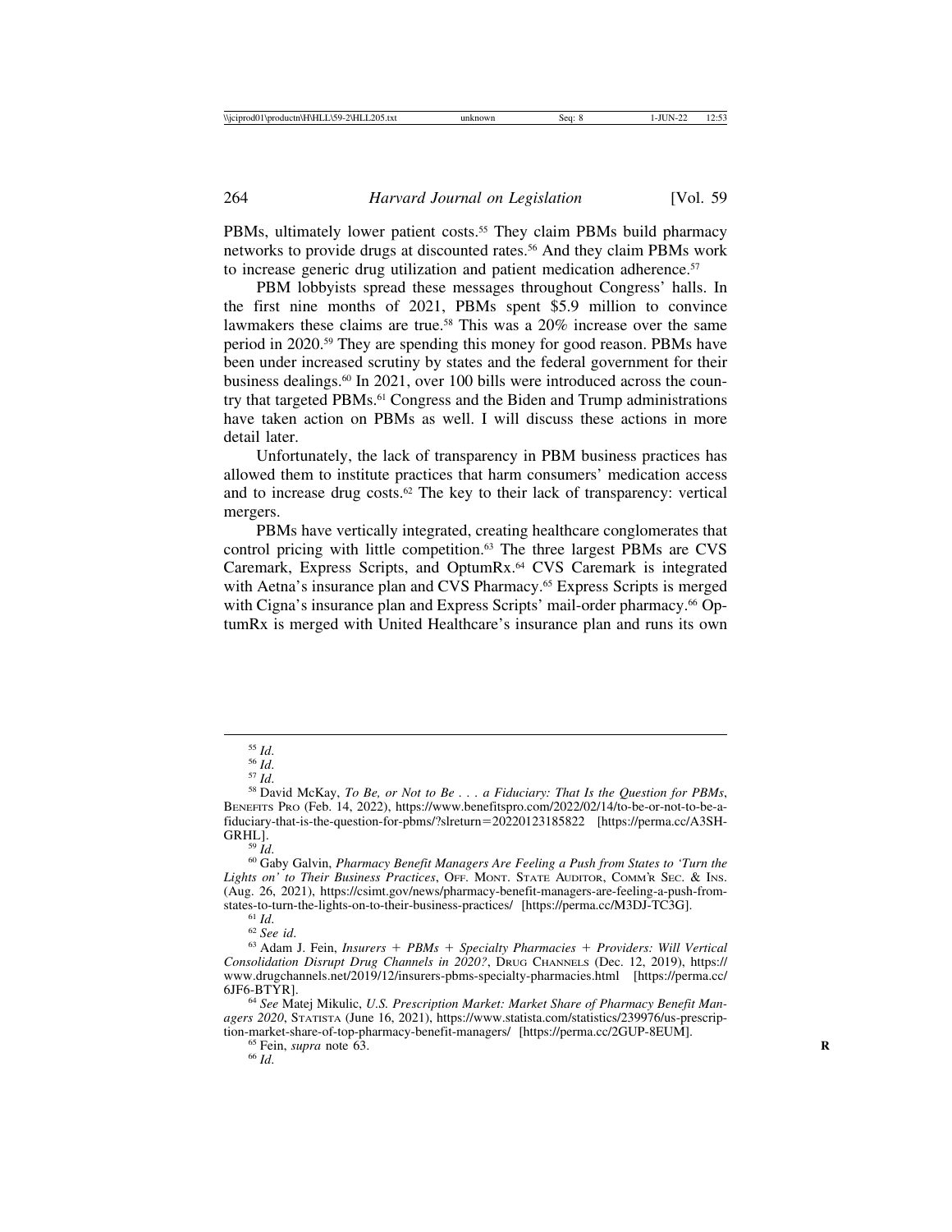PBMs, ultimately lower patient costs.[55] They claim PBMs build pharmacy networks to provide drugs at discounted rates.[56] And they claim PBMs work to increase generic drug utilization and patient medication adherence.[57]

PBM lobbyists spread these messages throughout Congress' halls. In the first nine months of 2021, PBMs spent $5.9 million to convince lawmakers these claims are true.[58] This was a 20% increase over the same period in 2020.[59] They are spending this money for good reason. PBMs have been under increased scrutiny by states and the federal government for their business dealings.[60] In 2021, over 100 bills were introduced across the country that targeted PBMs.[61] Congress and the Biden and Trump administrations have taken action on PBMs as well. I will discuss these actions in more detail later.

Unfortunately, the lack of transparency in PBM business practices has allowed them to institute practices that harm consumers' medication access and to increase drug costs.[62] The key to their lack of transparency: vertical mergers.

PBMs have vertically integrated, creating healthcare conglomerates that control pricing with little competition.[63] The three largest PBMs are CVS Caremark, Express Scripts, and OptumRx.[64] CVS Caremark is integrated with Aetna's insurance plan and CVS Pharmacy.[65] Express Scripts is merged with Cigna's insurance plan and Express Scripts' mail-order pharmacy.[66] OptumRx is merged with United Healthcare's insurance plan and runs its own

---

[55] *Id.*

[56] *Id.*

[57] *Id.*

[58] David McKay, *To Be, or Not to Be . . . a Fiduciary: That Is the Question for PBMs*, BENEFITS PRO (Feb. 14, 2022), https://www.benefitspro.com/2022/02/14/to-be-or-not-to-be-a-fiduciary-that-is-the-question-for-pbms/?slreturn=20220123185822 [https://perma.cc/A3SH-GRHL].

[59] *Id.*

[60] Gaby Galvin, *Pharmacy Benefit Managers Are Feeling a Push from States to 'Turn the Lights on' to Their Business Practices*, OFF. MONT. STATE AUDITOR, COMM'R SEC. & INS. (Aug. 26, 2021), https://csimt.gov/news/pharmacy-benefit-managers-are-feeling-a-push-from-states-to-turn-the-lights-on-to-their-business-practices/ [https://perma.cc/M3DJ-TC3G].

[61] *Id.*

[62] *See id.*

[63] Adam J. Fein, *Insurers + PBMs + Specialty Pharmacies + Providers: Will Vertical Consolidation Disrupt Drug Channels in 2020?*, DRUG CHANNELS (Dec. 12, 2019), https://www.drugchannels.net/2019/12/insurers-pbms-specialty-pharmacies.html [https://perma.cc/6JF6-BTYR].

[64] *See* Matej Mikulic, *U.S. Prescription Market: Market Share of Pharmacy Benefit Managers 2020*, STATISTA (June 16, 2021), https://www.statista.com/statistics/239976/us-prescription-market-share-of-top-pharmacy-benefit-managers/ [https://perma.cc/2GUP-8EUM].

[65] Fein, *supra* note 63.

[66] *Id.*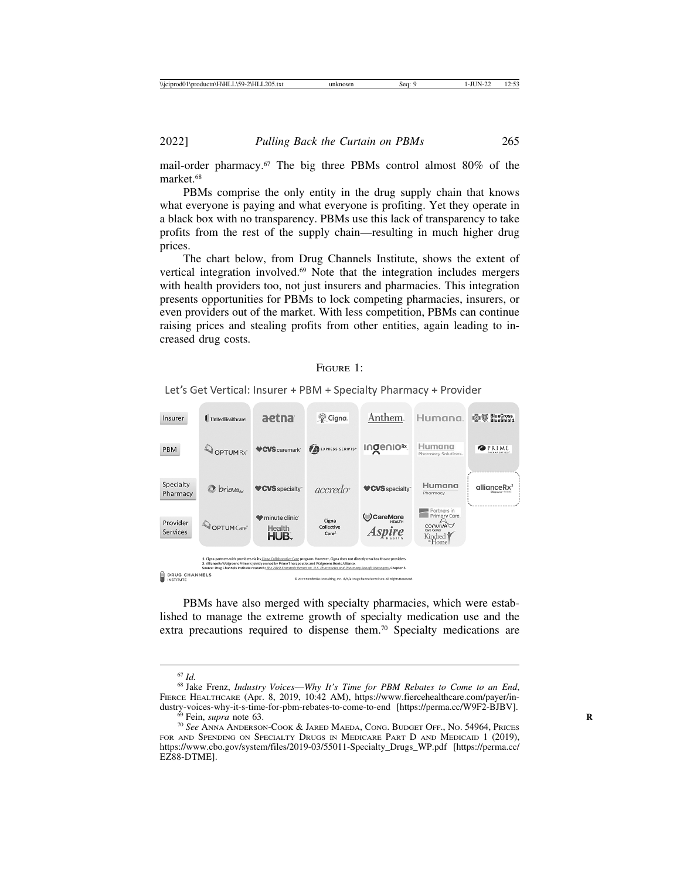mail-order pharmacy.[67] The big three PBMs control almost 80% of the market.[68]

PBMs comprise the only entity in the drug supply chain that knows what everyone is paying and what everyone is profiting. Yet they operate in a black box with no transparency. PBMs use this lack of transparency to take profits from the rest of the supply chain—resulting in much higher drug prices.

The chart below, from Drug Channels Institute, shows the extent of vertical integration involved.[69] Note that the integration includes mergers with health providers too, not just insurers and pharmacies. This integration presents opportunities for PBMs to lock competing pharmacies, insurers, or even providers out of the market. With less competition, PBMs can continue raising prices and stealing profits from other entities, again leading to increased drug costs.

FIGURE 1:

Let's Get Vertical: Insurer + PBM + Specialty Pharmacy + Provider

| | | | | | | |
|---|---|---|---|---|---|---|
| Insurer | UnitedHealthcare | aetna | Cigna | Anthem | Humana | BlueCross BlueShield |
| PBM | OptumRx | CVS caremark | Express Scripts | IngenioRx | Humana Pharmacy Solutions | Prime Therapeutics |
| Specialty Pharmacy | briova Rx | CVS specialty | accredo | CVS specialty | Humana Pharmacy | allianceRx[2] |
| Provider Services | OptumCare | minute clinic; Health HUB | Cigna Collective Care[1] | CareMore Health; Aspire Health | Partners in Primary Care; conviva Care Center; Kindred at Home | |

1. Cigna partners with providers via its Cigna Collaborative Care program. However, Cigna does not directly own healthcare providers.
2. AllianceRx Walgreens Prime is jointly owned by Prime Therapeutics and Walgreens Boots Alliance.
Source: Drug Channels Institute research; *The 2019 Economic Report on U.S. Pharmacies and Pharmacy Benefit Managers*, Chapter 5.

DRUG CHANNELS INSTITUTE

© 2019 Pembroke Consulting, Inc. d/b/a Drug Channels Institute. All Rights Reserved.

PBMs have also merged with specialty pharmacies, which were established to manage the extreme growth of specialty medication use and the extra precautions required to dispense them.[70] Specialty medications are

---

[67] *Id.*

[68] Jake Frenz, *Industry Voices—Why It's Time for PBM Rebates to Come to an End*, FIERCE HEALTHCARE (Apr. 8, 2019, 10:42 AM), https://www.fiercehealthcare.com/payer/industry-voices-why-it-s-time-for-pbm-rebates-to-come-to-end [https://perma.cc/W9F2-BJBV].

[69] Fein, *supra* note 63.

[70] *See* ANNA ANDERSON-COOK & JARED MAEDA, CONG. BUDGET OFF., NO. 54964, PRICES FOR AND SPENDING ON SPECIALTY DRUGS IN MEDICARE PART D AND MEDICAID 1 (2019), https://www.cbo.gov/system/files/2019-03/55011-Specialty_Drugs_WP.pdf [https://perma.cc/EZ88-DTME].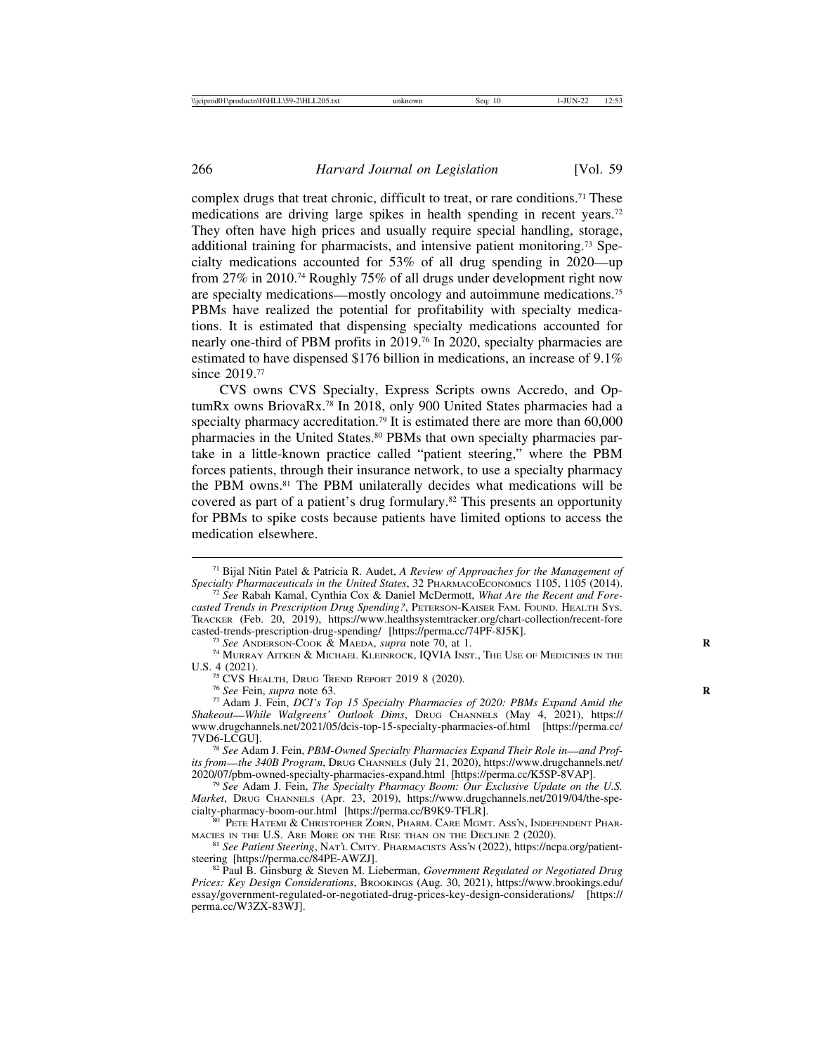complex drugs that treat chronic, difficult to treat, or rare conditions.[71] These medications are driving large spikes in health spending in recent years.[72] They often have high prices and usually require special handling, storage, additional training for pharmacists, and intensive patient monitoring.[73] Specialty medications accounted for 53% of all drug spending in 2020—up from 27% in 2010.[74] Roughly 75% of all drugs under development right now are specialty medications—mostly oncology and autoimmune medications.[75] PBMs have realized the potential for profitability with specialty medications. It is estimated that dispensing specialty medications accounted for nearly one-third of PBM profits in 2019.[76] In 2020, specialty pharmacies are estimated to have dispensed $176 billion in medications, an increase of 9.1% since 2019.[77]

CVS owns CVS Specialty, Express Scripts owns Accredo, and OptumRx owns BriovaRx.[78] In 2018, only 900 United States pharmacies had a specialty pharmacy accreditation.[79] It is estimated there are more than 60,000 pharmacies in the United States.[80] PBMs that own specialty pharmacies partake in a little-known practice called "patient steering," where the PBM forces patients, through their insurance network, to use a specialty pharmacy the PBM owns.[81] The PBM unilaterally decides what medications will be covered as part of a patient's drug formulary.[82] This presents an opportunity for PBMs to spike costs because patients have limited options to access the medication elsewhere.

---

[71] Bijal Nitin Patel & Patricia R. Audet, *A Review of Approaches for the Management of Specialty Pharmaceuticals in the United States*, 32 PharmacoEconomics 1105, 1105 (2014).

[72] *See* Rabah Kamal, Cynthia Cox & Daniel McDermott, *What Are the Recent and Forecasted Trends in Prescription Drug Spending?*, Peterson-Kaiser Fam. Found. Health Sys. Tracker (Feb. 20, 2019), https://www.healthsystemtracker.org/chart-collection/recent-forecasted-trends-prescription-drug-spending/ [https://perma.cc/74PF-8J5K].

[73] *See* Anderson-Cook & Maeda, *supra* note 70, at 1.

[74] Murray Aitken & Michael Kleinrock, IQVIA Inst., The Use of Medicines in the U.S. 4 (2021).

[75] CVS Health, Drug Trend Report 2019 8 (2020).

[76] *See* Fein, *supra* note 63.

[77] Adam J. Fein, *DCI's Top 15 Specialty Pharmacies of 2020: PBMs Expand Amid the Shakeout—While Walgreens' Outlook Dims*, Drug Channels (May 4, 2021), https://www.drugchannels.net/2021/05/dcis-top-15-specialty-pharmacies-of.html [https://perma.cc/7VD6-LCGU].

[78] *See* Adam J. Fein, *PBM-Owned Specialty Pharmacies Expand Their Role in—and Profits from—the 340B Program*, Drug Channels (July 21, 2020), https://www.drugchannels.net/2020/07/pbm-owned-specialty-pharmacies-expand.html [https://perma.cc/K5SP-8VAP].

[79] *See* Adam J. Fein, *The Specialty Pharmacy Boom: Our Exclusive Update on the U.S. Market*, Drug Channels (Apr. 23, 2019), https://www.drugchannels.net/2019/04/the-specialty-pharmacy-boom-our.html [https://perma.cc/B9K9-TFLR].

[80] Pete Hatemi & Christopher Zorn, Pharm. Care Mgmt. Ass'n, Independent Pharmacies in the U.S. Are More on the Rise than on the Decline 2 (2020).

[81] *See Patient Steering*, Nat'l Cmty. Pharmacists Ass'n (2022), https://ncpa.org/patient-steering [https://perma.cc/84PE-AWZJ].

[82] Paul B. Ginsburg & Steven M. Lieberman, *Government Regulated or Negotiated Drug Prices: Key Design Considerations*, Brookings (Aug. 30, 2021), https://www.brookings.edu/essay/government-regulated-or-negotiated-drug-prices-key-design-considerations/ [https://perma.cc/W3ZX-83WJ].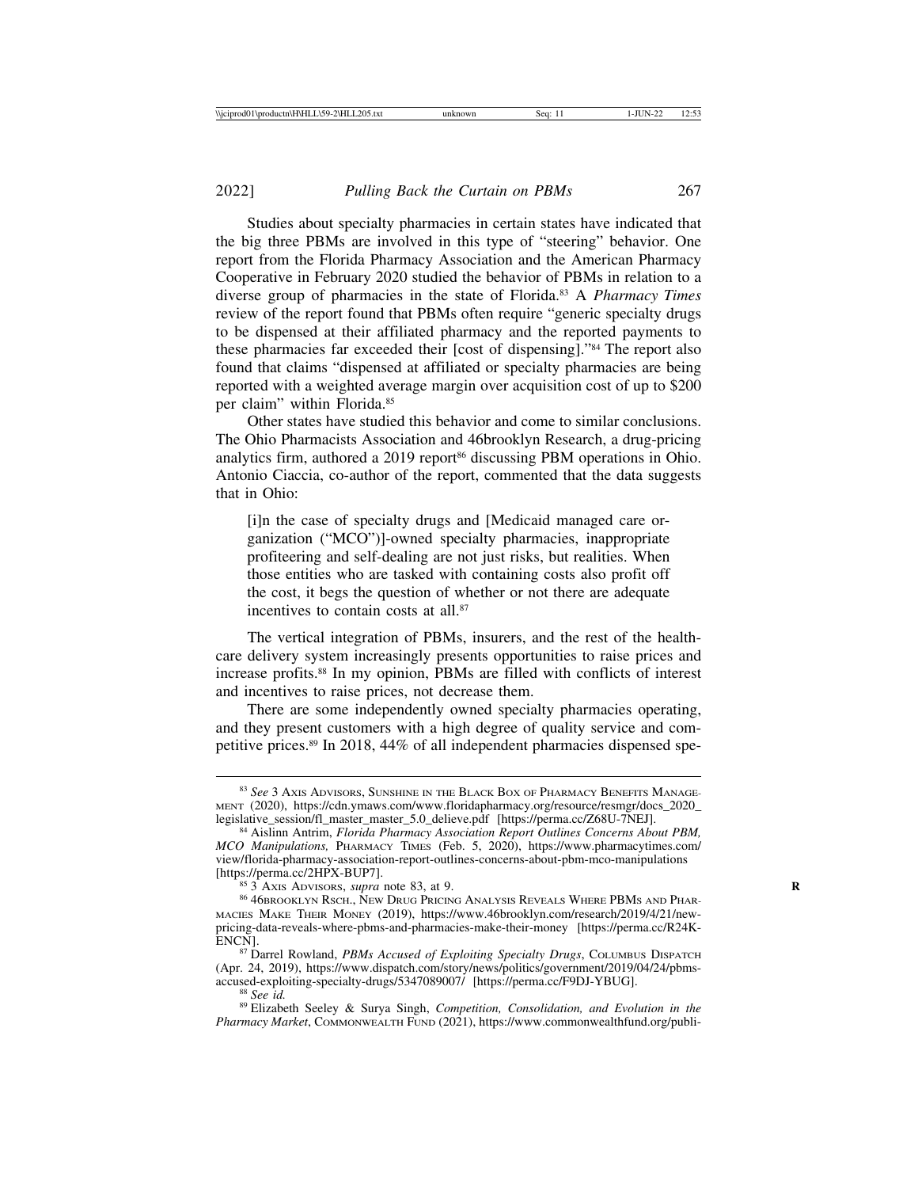Studies about specialty pharmacies in certain states have indicated that the big three PBMs are involved in this type of "steering" behavior. One report from the Florida Pharmacy Association and the American Pharmacy Cooperative in February 2020 studied the behavior of PBMs in relation to a diverse group of pharmacies in the state of Florida.[83] A *Pharmacy Times* review of the report found that PBMs often require "generic specialty drugs to be dispensed at their affiliated pharmacy and the reported payments to these pharmacies far exceeded their [cost of dispensing]."[84] The report also found that claims "dispensed at affiliated or specialty pharmacies are being reported with a weighted average margin over acquisition cost of up to $200 per claim" within Florida.[85]

Other states have studied this behavior and come to similar conclusions. The Ohio Pharmacists Association and 46brooklyn Research, a drug-pricing analytics firm, authored a 2019 report[86] discussing PBM operations in Ohio. Antonio Ciaccia, co-author of the report, commented that the data suggests that in Ohio:

> [i]n the case of specialty drugs and [Medicaid managed care organization ("MCO")]-owned specialty pharmacies, inappropriate profiteering and self-dealing are not just risks, but realities. When those entities who are tasked with containing costs also profit off the cost, it begs the question of whether or not there are adequate incentives to contain costs at all.[87]

The vertical integration of PBMs, insurers, and the rest of the healthcare delivery system increasingly presents opportunities to raise prices and increase profits.[88] In my opinion, PBMs are filled with conflicts of interest and incentives to raise prices, not decrease them.

There are some independently owned specialty pharmacies operating, and they present customers with a high degree of quality service and competitive prices.[89] In 2018, 44% of all independent pharmacies dispensed spe-

---

[83] *See* 3 Axis Advisors, Sunshine in the Black Box of Pharmacy Benefits Management (2020), https://cdn.ymaws.com/www.floridapharmacy.org/resource/resmgr/docs_2020_legislative_session/fl_master_master_5.0_delieve.pdf [https://perma.cc/Z68U-7NEJ].

[84] Aislinn Antrim, *Florida Pharmacy Association Report Outlines Concerns About PBM, MCO Manipulations,* Pharmacy Times (Feb. 5, 2020), https://www.pharmacytimes.com/view/florida-pharmacy-association-report-outlines-concerns-about-pbm-mco-manipulations [https://perma.cc/2HPX-BUP7].

[85] 3 Axis Advisors, *supra* note 83, at 9.

[86] 46brooklyn Rsch., New Drug Pricing Analysis Reveals Where PBMs and Pharmacies Make Their Money (2019), https://www.46brooklyn.com/research/2019/4/21/new-pricing-data-reveals-where-pbms-and-pharmacies-make-their-money [https://perma.cc/R24K-ENCN].

[87] Darrel Rowland, *PBMs Accused of Exploiting Specialty Drugs*, Columbus Dispatch (Apr. 24, 2019), https://www.dispatch.com/story/news/politics/government/2019/04/24/pbms-accused-exploiting-specialty-drugs/5347089007/ [https://perma.cc/F9DJ-YBUG].

[88] *See id.*

[89] Elizabeth Seeley & Surya Singh, *Competition, Consolidation, and Evolution in the Pharmacy Market*, Commonwealth Fund (2021), https://www.commonwealthfund.org/publi-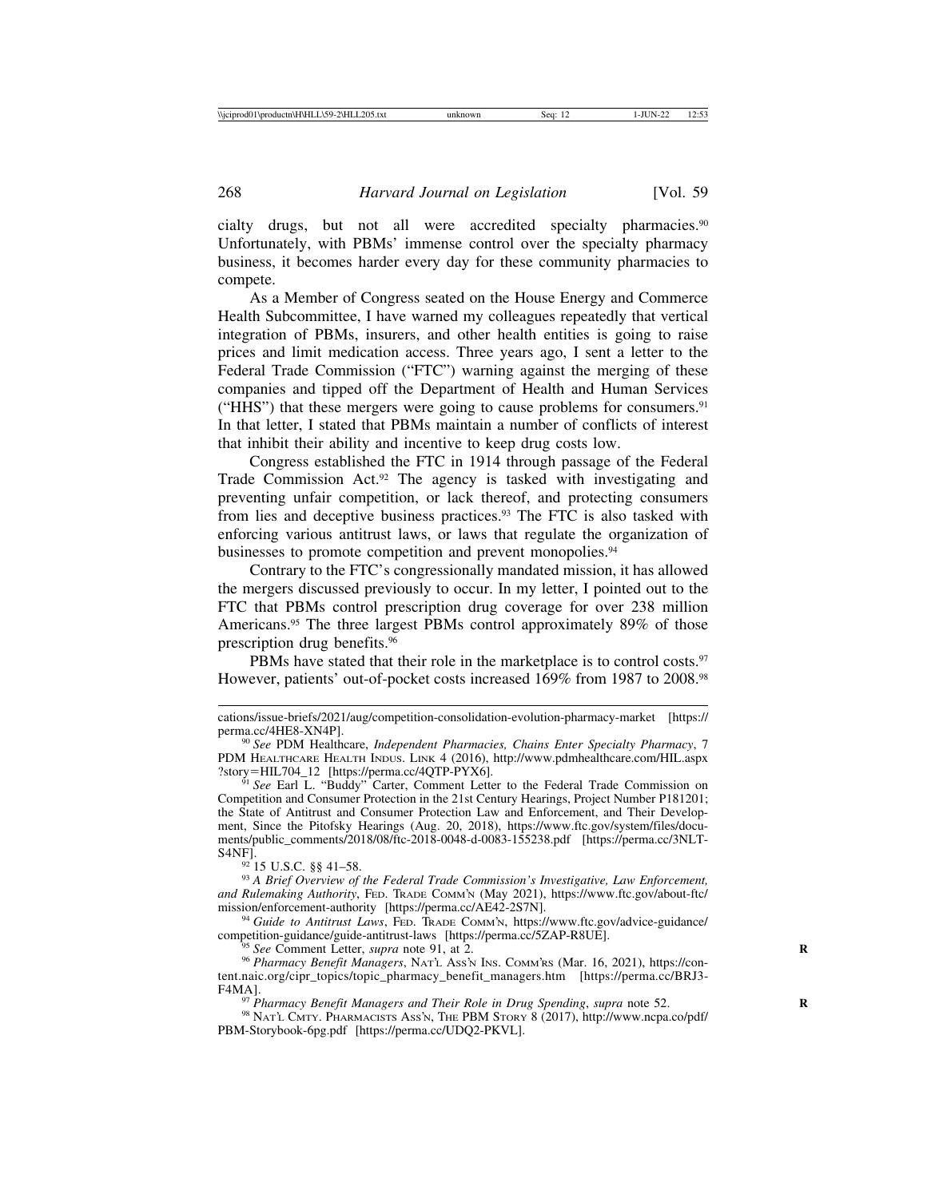cialty drugs, but not all were accredited specialty pharmacies.[90] Unfortunately, with PBMs' immense control over the specialty pharmacy business, it becomes harder every day for these community pharmacies to compete.

As a Member of Congress seated on the House Energy and Commerce Health Subcommittee, I have warned my colleagues repeatedly that vertical integration of PBMs, insurers, and other health entities is going to raise prices and limit medication access. Three years ago, I sent a letter to the Federal Trade Commission ("FTC") warning against the merging of these companies and tipped off the Department of Health and Human Services ("HHS") that these mergers were going to cause problems for consumers.[91] In that letter, I stated that PBMs maintain a number of conflicts of interest that inhibit their ability and incentive to keep drug costs low.

Congress established the FTC in 1914 through passage of the Federal Trade Commission Act.[92] The agency is tasked with investigating and preventing unfair competition, or lack thereof, and protecting consumers from lies and deceptive business practices.[93] The FTC is also tasked with enforcing various antitrust laws, or laws that regulate the organization of businesses to promote competition and prevent monopolies.[94]

Contrary to the FTC's congressionally mandated mission, it has allowed the mergers discussed previously to occur. In my letter, I pointed out to the FTC that PBMs control prescription drug coverage for over 238 million Americans.[95] The three largest PBMs control approximately 89% of those prescription drug benefits.[96]

PBMs have stated that their role in the marketplace is to control costs.[97] However, patients' out-of-pocket costs increased 169% from 1987 to 2008.[98]

---

cations/issue-briefs/2021/aug/competition-consolidation-evolution-pharmacy-market [https://perma.cc/4HE8-XN4P].

[90] *See* PDM Healthcare, *Independent Pharmacies, Chains Enter Specialty Pharmacy*, 7 PDM HEALTHCARE HEALTH INDUS. LINK 4 (2016), http://www.pdmhealthcare.com/HIL.aspx?story=HIL704_12 [https://perma.cc/4QTP-PYX6].

[91] *See* Earl L. "Buddy" Carter, Comment Letter to the Federal Trade Commission on Competition and Consumer Protection in the 21st Century Hearings, Project Number P181201; the State of Antitrust and Consumer Protection Law and Enforcement, and Their Development, Since the Pitofsky Hearings (Aug. 20, 2018), https://www.ftc.gov/system/files/documents/public_comments/2018/08/ftc-2018-0048-d-0083-155238.pdf [https://perma.cc/3NLT-S4NF].

[92] 15 U.S.C. §§ 41–58.

[93] *A Brief Overview of the Federal Trade Commission's Investigative, Law Enforcement, and Rulemaking Authority*, FED. TRADE COMM'N (May 2021), https://www.ftc.gov/about-ftc/mission/enforcement-authority [https://perma.cc/AE42-2S7N].

[94] *Guide to Antitrust Laws*, FED. TRADE COMM'N, https://www.ftc.gov/advice-guidance/competition-guidance/guide-antitrust-laws [https://perma.cc/5ZAP-R8UE].

[95] *See* Comment Letter, *supra* note 91, at 2.

[96] *Pharmacy Benefit Managers*, NAT'L ASS'N INS. COMM'RS (Mar. 16, 2021), https://content.naic.org/cipr_topics/topic_pharmacy_benefit_managers.htm [https://perma.cc/BRJ3-F4MA].

[97] *Pharmacy Benefit Managers and Their Role in Drug Spending*, *supra* note 52.

[98] NAT'L CMTY. PHARMACISTS ASS'N, THE PBM STORY 8 (2017), http://www.ncpa.co/pdf/PBM-Storybook-6pg.pdf [https://perma.cc/UDQ2-PKVL].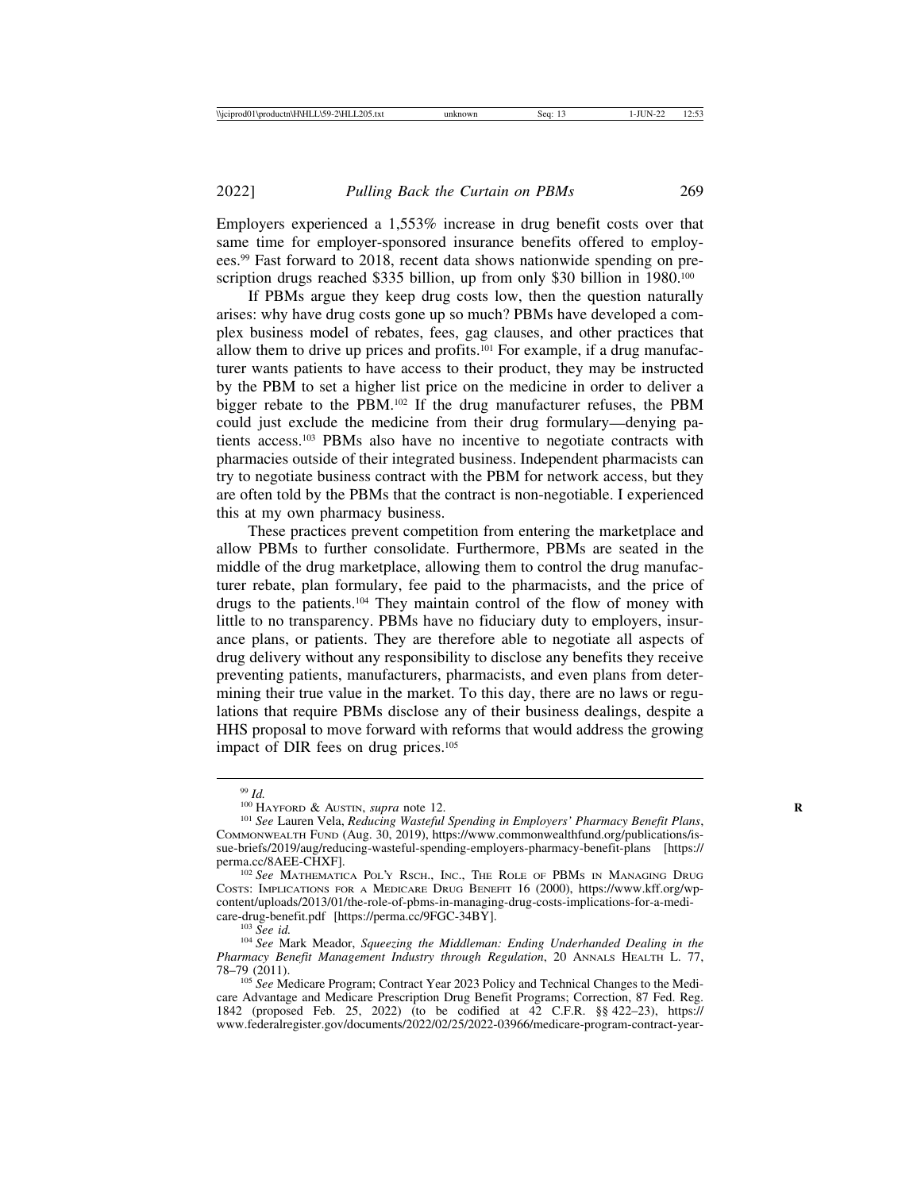Employers experienced a 1,553% increase in drug benefit costs over that same time for employer-sponsored insurance benefits offered to employees.[99] Fast forward to 2018, recent data shows nationwide spending on prescription drugs reached $335 billion, up from only $30 billion in 1980.[100]

If PBMs argue they keep drug costs low, then the question naturally arises: why have drug costs gone up so much? PBMs have developed a complex business model of rebates, fees, gag clauses, and other practices that allow them to drive up prices and profits.[101] For example, if a drug manufacturer wants patients to have access to their product, they may be instructed by the PBM to set a higher list price on the medicine in order to deliver a bigger rebate to the PBM.[102] If the drug manufacturer refuses, the PBM could just exclude the medicine from their drug formulary—denying patients access.[103] PBMs also have no incentive to negotiate contracts with pharmacies outside of their integrated business. Independent pharmacists can try to negotiate business contract with the PBM for network access, but they are often told by the PBMs that the contract is non-negotiable. I experienced this at my own pharmacy business.

These practices prevent competition from entering the marketplace and allow PBMs to further consolidate. Furthermore, PBMs are seated in the middle of the drug marketplace, allowing them to control the drug manufacturer rebate, plan formulary, fee paid to the pharmacists, and the price of drugs to the patients.[104] They maintain control of the flow of money with little to no transparency. PBMs have no fiduciary duty to employers, insurance plans, or patients. They are therefore able to negotiate all aspects of drug delivery without any responsibility to disclose any benefits they receive preventing patients, manufacturers, pharmacists, and even plans from determining their true value in the market. To this day, there are no laws or regulations that require PBMs disclose any of their business dealings, despite a HHS proposal to move forward with reforms that would address the growing impact of DIR fees on drug prices.[105]

---

[99] *Id.*

[100] Hayford & Austin, *supra* note 12.

[101] *See* Lauren Vela, *Reducing Wasteful Spending in Employers' Pharmacy Benefit Plans*, Commonwealth Fund (Aug. 30, 2019), https://www.commonwealthfund.org/publications/issue-briefs/2019/aug/reducing-wasteful-spending-employers-pharmacy-benefit-plans [https://perma.cc/8AEE-CHXF].

[102] *See* Mathematica Pol'y Rsch., Inc., The Role of PBMs in Managing Drug Costs: Implications for a Medicare Drug Benefit 16 (2000), https://www.kff.org/wp-content/uploads/2013/01/the-role-of-pbms-in-managing-drug-costs-implications-for-a-medicare-drug-benefit.pdf [https://perma.cc/9FGC-34BY].

[103] *See id.*

[104] *See* Mark Meador, *Squeezing the Middleman: Ending Underhanded Dealing in the Pharmacy Benefit Management Industry through Regulation*, 20 Annals Health L. 77, 78–79 (2011).

[105] *See* Medicare Program; Contract Year 2023 Policy and Technical Changes to the Medicare Advantage and Medicare Prescription Drug Benefit Programs; Correction, 87 Fed. Reg. 1842 (proposed Feb. 25, 2022) (to be codified at 42 C.F.R. §§ 422–23), https://www.federalregister.gov/documents/2022/02/25/2022-03966/medicare-program-contract-year-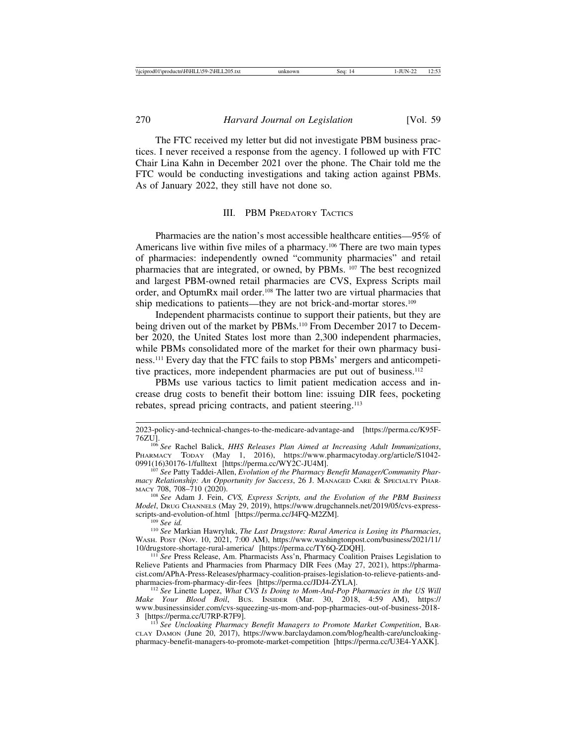The FTC received my letter but did not investigate PBM business practices. I never received a response from the agency. I followed up with FTC Chair Lina Kahn in December 2021 over the phone. The Chair told me the FTC would be conducting investigations and taking action against PBMs. As of January 2022, they still have not done so.

## III. PBM Predatory Tactics

Pharmacies are the nation's most accessible healthcare entities—95% of Americans live within five miles of a pharmacy.[106] There are two main types of pharmacies: independently owned "community pharmacies" and retail pharmacies that are integrated, or owned, by PBMs. [107] The best recognized and largest PBM-owned retail pharmacies are CVS, Express Scripts mail order, and OptumRx mail order.[108] The latter two are virtual pharmacies that ship medications to patients—they are not brick-and-mortar stores.[109]

Independent pharmacists continue to support their patients, but they are being driven out of the market by PBMs.[110] From December 2017 to December 2020, the United States lost more than 2,300 independent pharmacies, while PBMs consolidated more of the market for their own pharmacy business.[111] Every day that the FTC fails to stop PBMs' mergers and anticompetitive practices, more independent pharmacies are put out of business.[112]

PBMs use various tactics to limit patient medication access and increase drug costs to benefit their bottom line: issuing DIR fees, pocketing rebates, spread pricing contracts, and patient steering.[113]

---

2023-policy-and-technical-changes-to-the-medicare-advantage-and [https://perma.cc/K95F-76ZU].

[106] *See* Rachel Balick, *HHS Releases Plan Aimed at Increasing Adult Immunizations*, Pharmacy Today (May 1, 2016), https://www.pharmacytoday.org/article/S1042-0991(16)30176-1/fulltext [https://perma.cc/WY2C-JU4M].

[107] *See* Patty Taddei-Allen, *Evolution of the Pharmacy Benefit Manager/Community Pharmacy Relationship: An Opportunity for Success*, 26 J. Managed Care & Specialty Pharmacy 708, 708–710 (2020).

[108] *See* Adam J. Fein, *CVS, Express Scripts, and the Evolution of the PBM Business Model*, Drug Channels (May 29, 2019), https://www.drugchannels.net/2019/05/cvs-express-scripts-and-evolution-of.html [https://perma.cc/J4FQ-M2ZM].

[109] *See id.*

[110] *See* Markian Hawryluk, *The Last Drugstore: Rural America is Losing its Pharmacies*, Wash. Post (Nov. 10, 2021, 7:00 AM), https://www.washingtonpost.com/business/2021/11/10/drugstore-shortage-rural-america/ [https://perma.cc/TY6Q-ZDQH].

[111] *See* Press Release, Am. Pharmacists Ass'n, Pharmacy Coalition Praises Legislation to Relieve Patients and Pharmacies from Pharmacy DIR Fees (May 27, 2021), https://pharmacist.com/APhA-Press-Releases/pharmacy-coalition-praises-legislation-to-relieve-patients-and-pharmacies-from-pharmacy-dir-fees [https://perma.cc/JDJ4-ZYLA].

[112] *See* Linette Lopez, *What CVS Is Doing to Mom-And-Pop Pharmacies in the US Will Make Your Blood Boil*, Bus. Insider (Mar. 30, 2018, 4:59 AM), https://www.businessinsider.com/cvs-squeezing-us-mom-and-pop-pharmacies-out-of-business-2018-3 [https://perma.cc/U7RP-R7F9].

[113] *See Uncloaking Pharmacy Benefit Managers to Promote Market Competition*, Barclay Damon (June 20, 2017), https://www.barclaydamon.com/blog/health-care/uncloaking-pharmacy-benefit-managers-to-promote-market-competition [https://perma.cc/U3E4-YAXK].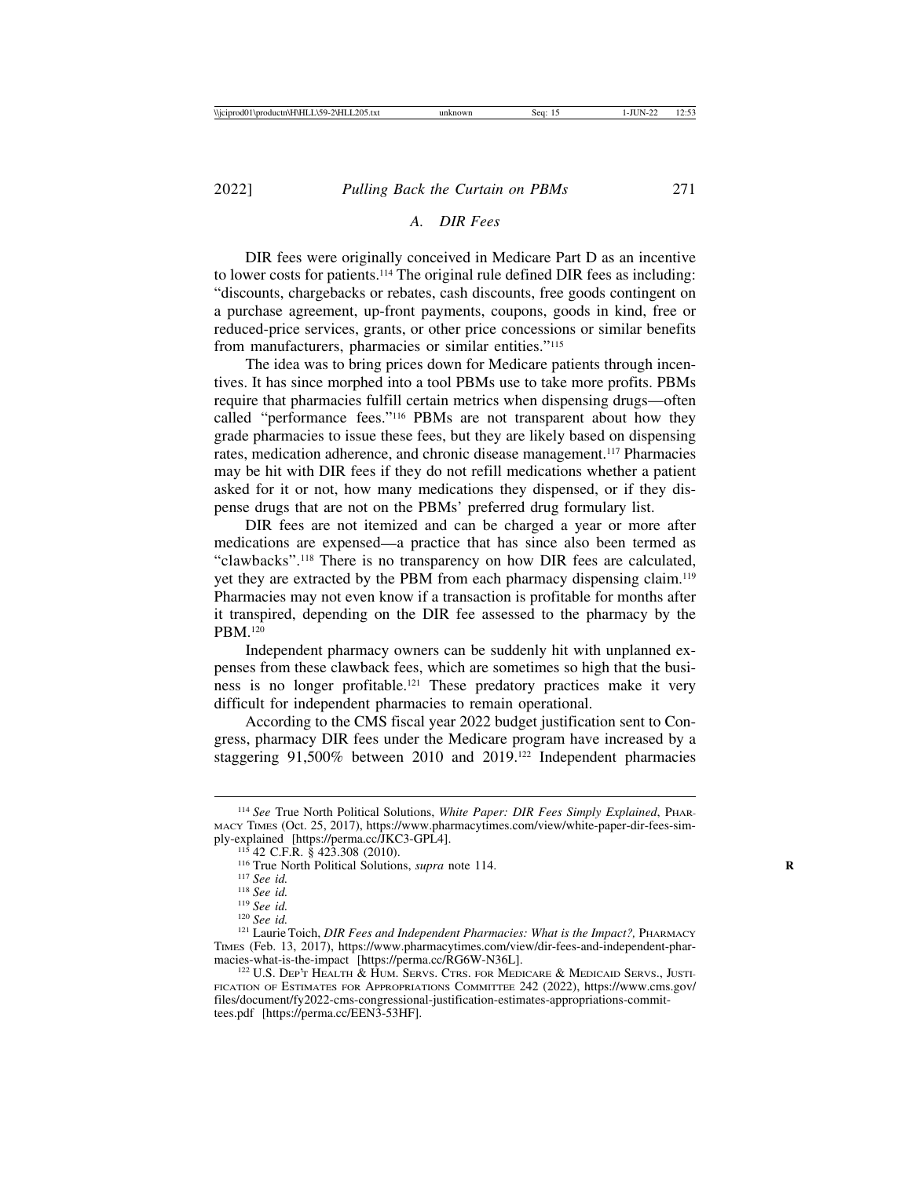### A. DIR Fees

DIR fees were originally conceived in Medicare Part D as an incentive to lower costs for patients.[114] The original rule defined DIR fees as including: "discounts, chargebacks or rebates, cash discounts, free goods contingent on a purchase agreement, up-front payments, coupons, goods in kind, free or reduced-price services, grants, or other price concessions or similar benefits from manufacturers, pharmacies or similar entities."[115]

The idea was to bring prices down for Medicare patients through incentives. It has since morphed into a tool PBMs use to take more profits. PBMs require that pharmacies fulfill certain metrics when dispensing drugs—often called "performance fees."[116] PBMs are not transparent about how they grade pharmacies to issue these fees, but they are likely based on dispensing rates, medication adherence, and chronic disease management.[117] Pharmacies may be hit with DIR fees if they do not refill medications whether a patient asked for it or not, how many medications they dispensed, or if they dispense drugs that are not on the PBMs' preferred drug formulary list.

DIR fees are not itemized and can be charged a year or more after medications are expensed—a practice that has since also been termed as "clawbacks".[118] There is no transparency on how DIR fees are calculated, yet they are extracted by the PBM from each pharmacy dispensing claim.[119] Pharmacies may not even know if a transaction is profitable for months after it transpired, depending on the DIR fee assessed to the pharmacy by the PBM.[120]

Independent pharmacy owners can be suddenly hit with unplanned expenses from these clawback fees, which are sometimes so high that the business is no longer profitable.[121] These predatory practices make it very difficult for independent pharmacies to remain operational.

According to the CMS fiscal year 2022 budget justification sent to Congress, pharmacy DIR fees under the Medicare program have increased by a staggering 91,500% between 2010 and 2019.[122] Independent pharmacies

---

[114] *See* True North Political Solutions, *White Paper: DIR Fees Simply Explained*, PHARMACY TIMES (Oct. 25, 2017), https://www.pharmacytimes.com/view/white-paper-dir-fees-simply-explained [https://perma.cc/JKC3-GPL4].

[115] 42 C.F.R. § 423.308 (2010).

[116] True North Political Solutions, *supra* note 114.

[117] *See id.*

[118] *See id.*

[119] *See id.*

[120] *See id.*

[121] Laurie Toich, *DIR Fees and Independent Pharmacies: What is the Impact?,* PHARMACY TIMES (Feb. 13, 2017), https://www.pharmacytimes.com/view/dir-fees-and-independent-pharmacies-what-is-the-impact [https://perma.cc/RG6W-N36L].

[122] U.S. DEP'T HEALTH & HUM. SERVS. CTRS. FOR MEDICARE & MEDICAID SERVS., JUSTIFICATION OF ESTIMATES FOR APPROPRIATIONS COMMITTEE 242 (2022), https://www.cms.gov/files/document/fy2022-cms-congressional-justification-estimates-appropriations-committees.pdf [https://perma.cc/EEN3-53HF].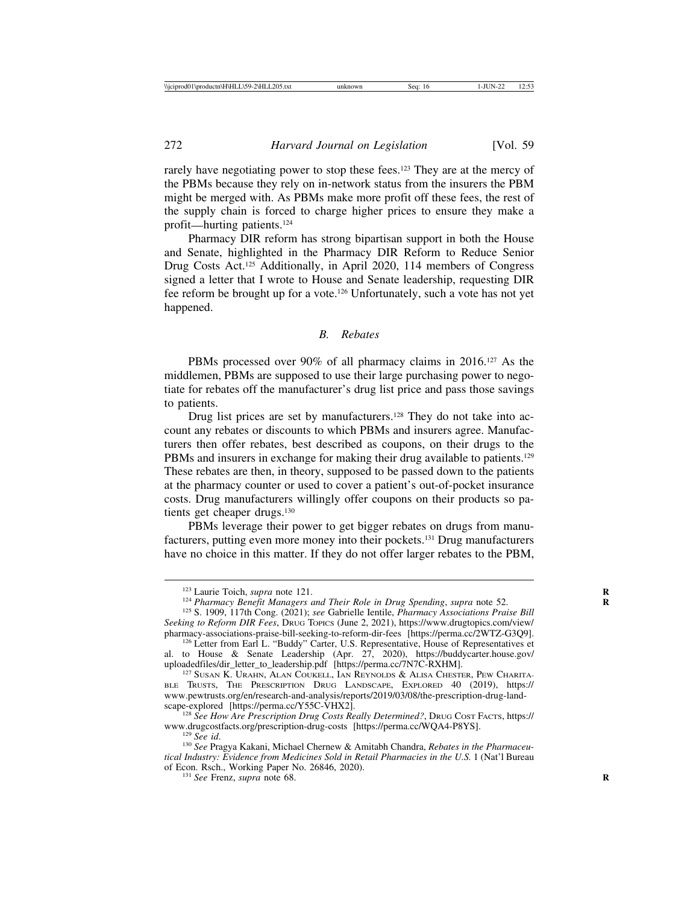rarely have negotiating power to stop these fees.[123] They are at the mercy of the PBMs because they rely on in-network status from the insurers the PBM might be merged with. As PBMs make more profit off these fees, the rest of the supply chain is forced to charge higher prices to ensure they make a profit—hurting patients.[124]

Pharmacy DIR reform has strong bipartisan support in both the House and Senate, highlighted in the Pharmacy DIR Reform to Reduce Senior Drug Costs Act.[125] Additionally, in April 2020, 114 members of Congress signed a letter that I wrote to House and Senate leadership, requesting DIR fee reform be brought up for a vote.[126] Unfortunately, such a vote has not yet happened.

### *B. Rebates*

PBMs processed over 90% of all pharmacy claims in 2016.[127] As the middlemen, PBMs are supposed to use their large purchasing power to negotiate for rebates off the manufacturer's drug list price and pass those savings to patients.

Drug list prices are set by manufacturers.[128] They do not take into account any rebates or discounts to which PBMs and insurers agree. Manufacturers then offer rebates, best described as coupons, on their drugs to the PBMs and insurers in exchange for making their drug available to patients.[129] These rebates are then, in theory, supposed to be passed down to the patients at the pharmacy counter or used to cover a patient's out-of-pocket insurance costs. Drug manufacturers willingly offer coupons on their products so patients get cheaper drugs.[130]

PBMs leverage their power to get bigger rebates on drugs from manufacturers, putting even more money into their pockets.[131] Drug manufacturers have no choice in this matter. If they do not offer larger rebates to the PBM,

---

[123] Laurie Toich, *supra* note 121.

[124] *Pharmacy Benefit Managers and Their Role in Drug Spending*, *supra* note 52.

[125] S. 1909, 117th Cong. (2021); *see* Gabrielle Ientile, *Pharmacy Associations Praise Bill Seeking to Reform DIR Fees*, DRUG TOPICS (June 2, 2021), https://www.drugtopics.com/view/pharmacy-associations-praise-bill-seeking-to-reform-dir-fees [https://perma.cc/2WTZ-G3Q9].

[126] Letter from Earl L. "Buddy" Carter, U.S. Representative, House of Representatives et al. to House & Senate Leadership (Apr. 27, 2020), https://buddycarter.house.gov/uploadedfiles/dir_letter_to_leadership.pdf [https://perma.cc/7N7C-RXHM].

[127] SUSAN K. URAHN, ALAN COUKELL, IAN REYNOLDS & ALISA CHESTER, PEW CHARITABLE TRUSTS, THE PRESCRIPTION DRUG LANDSCAPE, EXPLORED 40 (2019), https://www.pewtrusts.org/en/research-and-analysis/reports/2019/03/08/the-prescription-drug-landscape-explored [https://perma.cc/Y55C-VHX2].

[128] *See How Are Prescription Drug Costs Really Determined?*, DRUG COST FACTS, https://www.drugcostfacts.org/prescription-drug-costs [https://perma.cc/WQA4-P8YS].

[129] *See id.*

[130] *See* Pragya Kakani, Michael Chernew & Amitabh Chandra, *Rebates in the Pharmaceutical Industry: Evidence from Medicines Sold in Retail Pharmacies in the U.S.* 1 (Nat'l Bureau of Econ. Rsch., Working Paper No. 26846, 2020).

[131] *See* Frenz, *supra* note 68.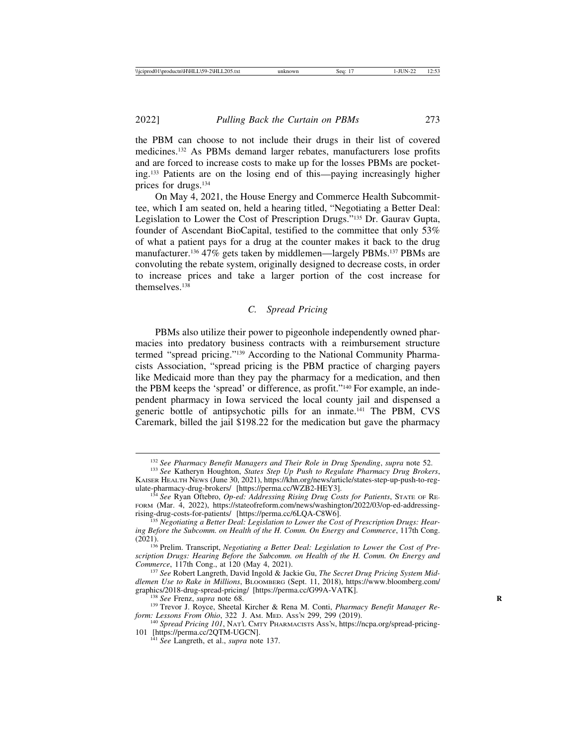the PBM can choose to not include their drugs in their list of covered medicines.[132] As PBMs demand larger rebates, manufacturers lose profits and are forced to increase costs to make up for the losses PBMs are pocketing.[133] Patients are on the losing end of this—paying increasingly higher prices for drugs.[134]

On May 4, 2021, the House Energy and Commerce Health Subcommittee, which I am seated on, held a hearing titled, "Negotiating a Better Deal: Legislation to Lower the Cost of Prescription Drugs."[135] Dr. Gaurav Gupta, founder of Ascendant BioCapital, testified to the committee that only 53% of what a patient pays for a drug at the counter makes it back to the drug manufacturer.[136] 47% gets taken by middlemen—largely PBMs.[137] PBMs are convoluting the rebate system, originally designed to decrease costs, in order to increase prices and take a larger portion of the cost increase for themselves.[138]

### *C. Spread Pricing*

PBMs also utilize their power to pigeonhole independently owned pharmacies into predatory business contracts with a reimbursement structure termed "spread pricing."[139] According to the National Community Pharmacists Association, "spread pricing is the PBM practice of charging payers like Medicaid more than they pay the pharmacy for a medication, and then the PBM keeps the 'spread' or difference, as profit."[140] For example, an independent pharmacy in Iowa serviced the local county jail and dispensed a generic bottle of antipsychotic pills for an inmate.[141] The PBM, CVS Caremark, billed the jail $198.22 for the medication but gave the pharmacy

---

[132] *See Pharmacy Benefit Managers and Their Role in Drug Spending*, *supra* note 52.

[133] *See* Katheryn Houghton, *States Step Up Push to Regulate Pharmacy Drug Brokers*, KAISER HEALTH NEWS (June 30, 2021), https://khn.org/news/article/states-step-up-push-to-regulate-pharmacy-drug-brokers/ [https://perma.cc/WZB2-HEY3].

[134] *See* Ryan Oftebro, *Op-ed: Addressing Rising Drug Costs for Patients*, STATE OF REFORM (Mar. 4, 2022), https://stateofreform.com/news/washington/2022/03/op-ed-addressing-rising-drug-costs-for-patients/ [https://perma.cc/6LQA-C8W6].

[135] *Negotiating a Better Deal: Legislation to Lower the Cost of Prescription Drugs: Hearing Before the Subcomm. on Health of the H. Comm. On Energy and Commerce*, 117th Cong. (2021).

[136] Prelim. Transcript, *Negotiating a Better Deal: Legislation to Lower the Cost of Prescription Drugs: Hearing Before the Subcomm. on Health of the H. Comm. On Energy and Commerce*, 117th Cong., at 120 (May 4, 2021).

[137] *See* Robert Langreth, David Ingold & Jackie Gu, *The Secret Drug Pricing System Middlemen Use to Rake in Millions*, BLOOMBERG (Sept. 11, 2018), https://www.bloomberg.com/graphics/2018-drug-spread-pricing/ [https://perma.cc/G99A-VATK].

[138] *See* Frenz, *supra* note 68.

[139] Trevor J. Royce, Sheetal Kircher & Rena M. Conti, *Pharmacy Benefit Manager Reform: Lessons From Ohio*, 322 J. AM. MED. ASS'N 299, 299 (2019).

[140] *Spread Pricing 101*, NAT'L CMTY PHARMACISTS ASS'N, https://ncpa.org/spread-pricing-101 [https://perma.cc/2QTM-UGCN].

[141] *See* Langreth, et al., *supra* note 137.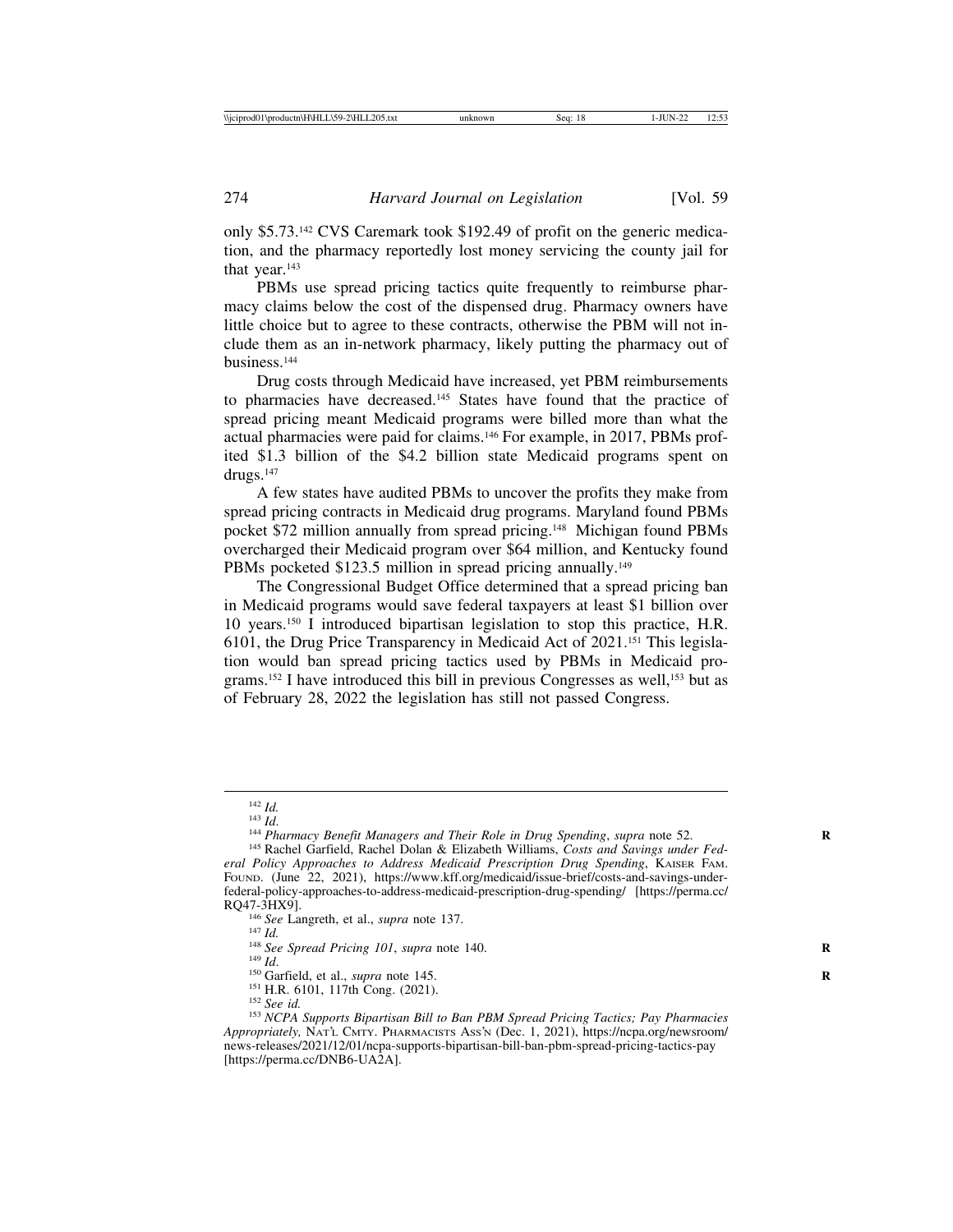only $5.73.[142] CVS Caremark took $192.49 of profit on the generic medication, and the pharmacy reportedly lost money servicing the county jail for that year.[143]

PBMs use spread pricing tactics quite frequently to reimburse pharmacy claims below the cost of the dispensed drug. Pharmacy owners have little choice but to agree to these contracts, otherwise the PBM will not include them as an in-network pharmacy, likely putting the pharmacy out of business.[144]

Drug costs through Medicaid have increased, yet PBM reimbursements to pharmacies have decreased.[145] States have found that the practice of spread pricing meant Medicaid programs were billed more than what the actual pharmacies were paid for claims.[146] For example, in 2017, PBMs profited $1.3 billion of the $4.2 billion state Medicaid programs spent on drugs.[147]

A few states have audited PBMs to uncover the profits they make from spread pricing contracts in Medicaid drug programs. Maryland found PBMs pocket $72 million annually from spread pricing.[148] Michigan found PBMs overcharged their Medicaid program over $64 million, and Kentucky found PBMs pocketed $123.5 million in spread pricing annually.[149]

The Congressional Budget Office determined that a spread pricing ban in Medicaid programs would save federal taxpayers at least $1 billion over 10 years.[150] I introduced bipartisan legislation to stop this practice, H.R. 6101, the Drug Price Transparency in Medicaid Act of 2021.[151] This legislation would ban spread pricing tactics used by PBMs in Medicaid programs.[152] I have introduced this bill in previous Congresses as well,[153] but as of February 28, 2022 the legislation has still not passed Congress.

---

[142] *Id.*

[143] *Id.*

[144] *Pharmacy Benefit Managers and Their Role in Drug Spending*, *supra* note 52.

[145] Rachel Garfield, Rachel Dolan & Elizabeth Williams, *Costs and Savings under Federal Policy Approaches to Address Medicaid Prescription Drug Spending*, KAISER FAM. FOUND. (June 22, 2021), https://www.kff.org/medicaid/issue-brief/costs-and-savings-under-federal-policy-approaches-to-address-medicaid-prescription-drug-spending/ [https://perma.cc/RQ47-3HX9].

[146] *See* Langreth, et al., *supra* note 137.

[147] *Id.*

[148] *See Spread Pricing 101*, *supra* note 140.

[149] *Id.*

[150] Garfield, et al., *supra* note 145.

[151] H.R. 6101, 117th Cong. (2021).

[152] *See id.*

[153] *NCPA Supports Bipartisan Bill to Ban PBM Spread Pricing Tactics; Pay Pharmacies Appropriately,* NAT'L CMTY. PHARMACISTS ASS'N (Dec. 1, 2021), https://ncpa.org/newsroom/news-releases/2021/12/01/ncpa-supports-bipartisan-bill-ban-pbm-spread-pricing-tactics-pay [https://perma.cc/DNB6-UA2A].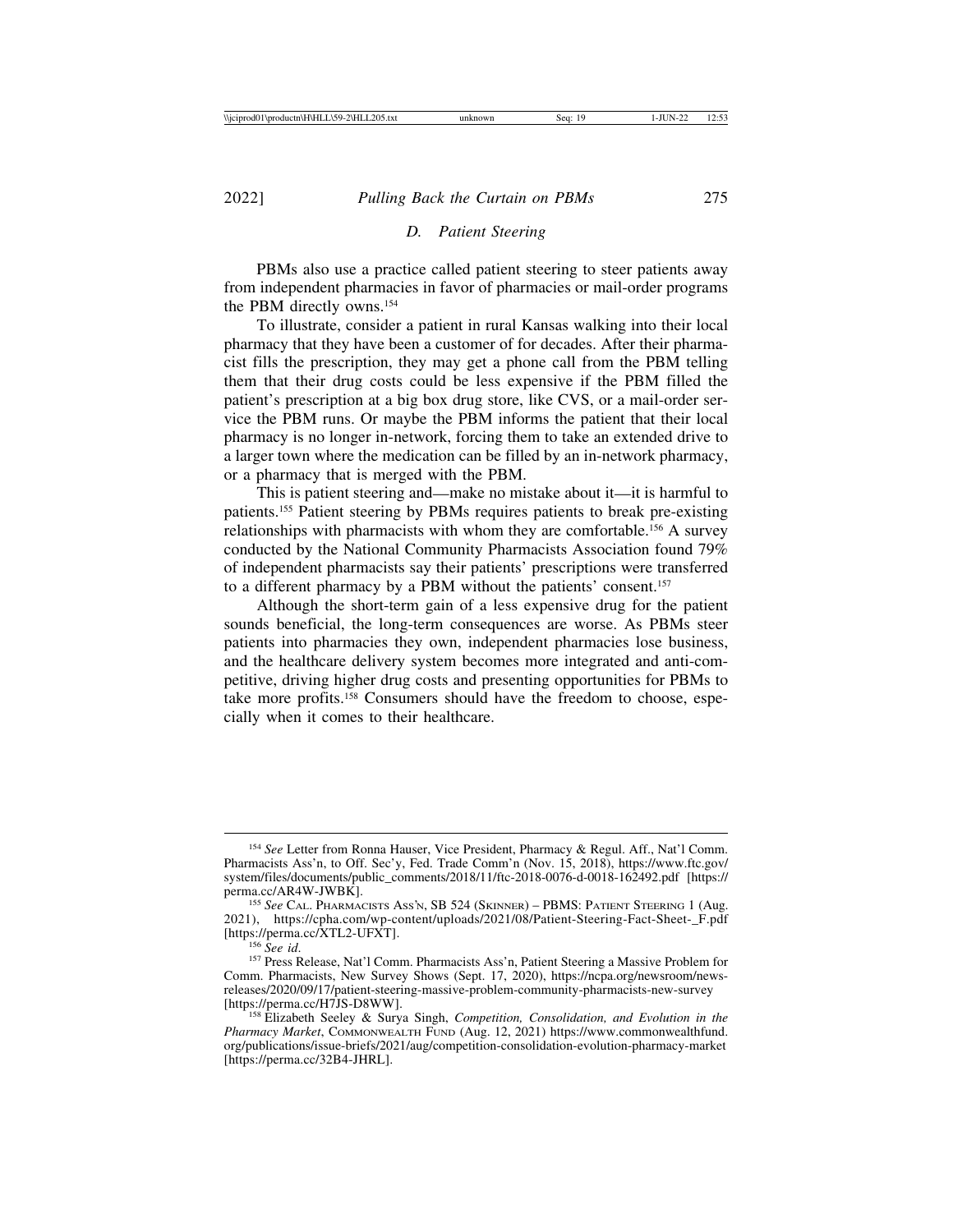### *D. Patient Steering*

PBMs also use a practice called patient steering to steer patients away from independent pharmacies in favor of pharmacies or mail-order programs the PBM directly owns.[154]

To illustrate, consider a patient in rural Kansas walking into their local pharmacy that they have been a customer of for decades. After their pharmacist fills the prescription, they may get a phone call from the PBM telling them that their drug costs could be less expensive if the PBM filled the patient's prescription at a big box drug store, like CVS, or a mail-order service the PBM runs. Or maybe the PBM informs the patient that their local pharmacy is no longer in-network, forcing them to take an extended drive to a larger town where the medication can be filled by an in-network pharmacy, or a pharmacy that is merged with the PBM.

This is patient steering and—make no mistake about it—it is harmful to patients.[155] Patient steering by PBMs requires patients to break pre-existing relationships with pharmacists with whom they are comfortable.[156] A survey conducted by the National Community Pharmacists Association found 79% of independent pharmacists say their patients' prescriptions were transferred to a different pharmacy by a PBM without the patients' consent.[157]

Although the short-term gain of a less expensive drug for the patient sounds beneficial, the long-term consequences are worse. As PBMs steer patients into pharmacies they own, independent pharmacies lose business, and the healthcare delivery system becomes more integrated and anti-competitive, driving higher drug costs and presenting opportunities for PBMs to take more profits.[158] Consumers should have the freedom to choose, especially when it comes to their healthcare.

---

[154] *See* Letter from Ronna Hauser, Vice President, Pharmacy & Regul. Aff., Nat'l Comm. Pharmacists Ass'n, to Off. Sec'y, Fed. Trade Comm'n (Nov. 15, 2018), https://www.ftc.gov/system/files/documents/public_comments/2018/11/ftc-2018-0076-d-0018-162492.pdf [https://perma.cc/AR4W-JWBK].

[155] *See* Cal. Pharmacists Ass'n, SB 524 (Skinner) – PBMS: Patient Steering 1 (Aug. 2021), https://cpha.com/wp-content/uploads/2021/08/Patient-Steering-Fact-Sheet-_F.pdf [https://perma.cc/XTL2-UFXT].

[156] *See id.*

[157] Press Release, Nat'l Comm. Pharmacists Ass'n, Patient Steering a Massive Problem for Comm. Pharmacists, New Survey Shows (Sept. 17, 2020), https://ncpa.org/newsroom/news-releases/2020/09/17/patient-steering-massive-problem-community-pharmacists-new-survey [https://perma.cc/H7JS-D8WW].

[158] Elizabeth Seeley & Surya Singh, *Competition, Consolidation, and Evolution in the Pharmacy Market*, Commonwealth Fund (Aug. 12, 2021) https://www.commonwealthfund.org/publications/issue-briefs/2021/aug/competition-consolidation-evolution-pharmacy-market [https://perma.cc/32B4-JHRL].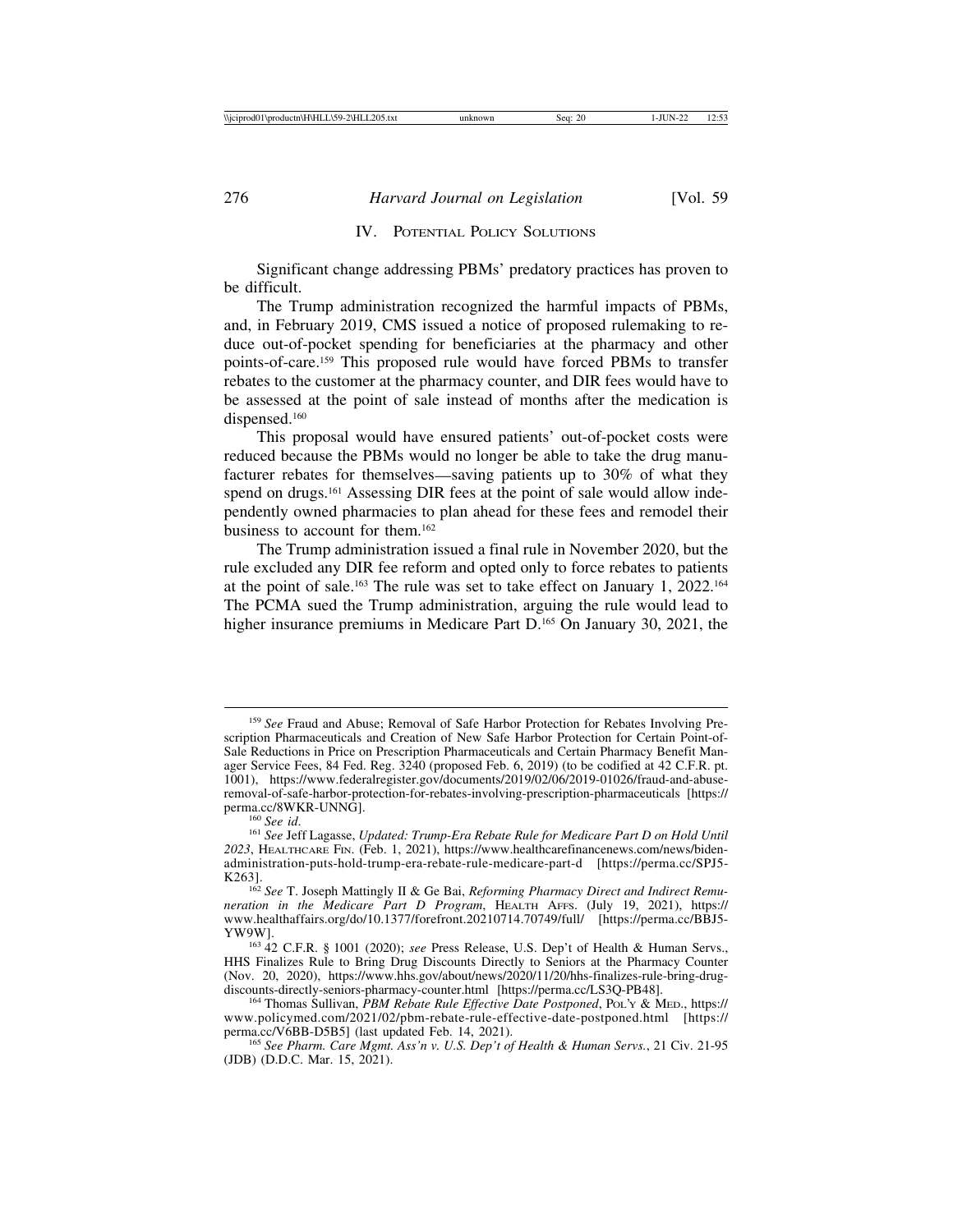## IV. Potential Policy Solutions

Significant change addressing PBMs' predatory practices has proven to be difficult.

The Trump administration recognized the harmful impacts of PBMs, and, in February 2019, CMS issued a notice of proposed rulemaking to reduce out-of-pocket spending for beneficiaries at the pharmacy and other points-of-care.[159] This proposed rule would have forced PBMs to transfer rebates to the customer at the pharmacy counter, and DIR fees would have to be assessed at the point of sale instead of months after the medication is dispensed.[160]

This proposal would have ensured patients' out-of-pocket costs were reduced because the PBMs would no longer be able to take the drug manufacturer rebates for themselves—saving patients up to 30% of what they spend on drugs.[161] Assessing DIR fees at the point of sale would allow independently owned pharmacies to plan ahead for these fees and remodel their business to account for them.[162]

The Trump administration issued a final rule in November 2020, but the rule excluded any DIR fee reform and opted only to force rebates to patients at the point of sale.[163] The rule was set to take effect on January 1, 2022.[164] The PCMA sued the Trump administration, arguing the rule would lead to higher insurance premiums in Medicare Part D.[165] On January 30, 2021, the

---

[159] *See* Fraud and Abuse; Removal of Safe Harbor Protection for Rebates Involving Prescription Pharmaceuticals and Creation of New Safe Harbor Protection for Certain Point-of-Sale Reductions in Price on Prescription Pharmaceuticals and Certain Pharmacy Benefit Manager Service Fees, 84 Fed. Reg. 3240 (proposed Feb. 6, 2019) (to be codified at 42 C.F.R. pt. 1001), https://www.federalregister.gov/documents/2019/02/06/2019-01026/fraud-and-abuse-removal-of-safe-harbor-protection-for-rebates-involving-prescription-pharmaceuticals [https://perma.cc/8WKR-UNNG].

[160] *See id.*

[161] *See* Jeff Lagasse, *Updated: Trump-Era Rebate Rule for Medicare Part D on Hold Until 2023*, Healthcare Fin. (Feb. 1, 2021), https://www.healthcarefinancenews.com/news/biden-administration-puts-hold-trump-era-rebate-rule-medicare-part-d [https://perma.cc/SPJ5-K263].

[162] *See* T. Joseph Mattingly II & Ge Bai, *Reforming Pharmacy Direct and Indirect Remuneration in the Medicare Part D Program*, Health Affs. (July 19, 2021), https://www.healthaffairs.org/do/10.1377/forefront.20210714.70749/full/ [https://perma.cc/BBJ5-YW9W].

[163] 42 C.F.R. § 1001 (2020); *see* Press Release, U.S. Dep't of Health & Human Servs., HHS Finalizes Rule to Bring Drug Discounts Directly to Seniors at the Pharmacy Counter (Nov. 20, 2020), https://www.hhs.gov/about/news/2020/11/20/hhs-finalizes-rule-bring-drug-discounts-directly-seniors-pharmacy-counter.html [https://perma.cc/LS3Q-PB48].

[164] Thomas Sullivan, *PBM Rebate Rule Effective Date Postponed*, Pol'y & Med., https://www.policymed.com/2021/02/pbm-rebate-rule-effective-date-postponed.html [https://perma.cc/V6BB-D5B5] (last updated Feb. 14, 2021).

[165] *See Pharm. Care Mgmt. Ass'n v. U.S. Dep't of Health & Human Servs.*, 21 Civ. 21-95 (JDB) (D.D.C. Mar. 15, 2021).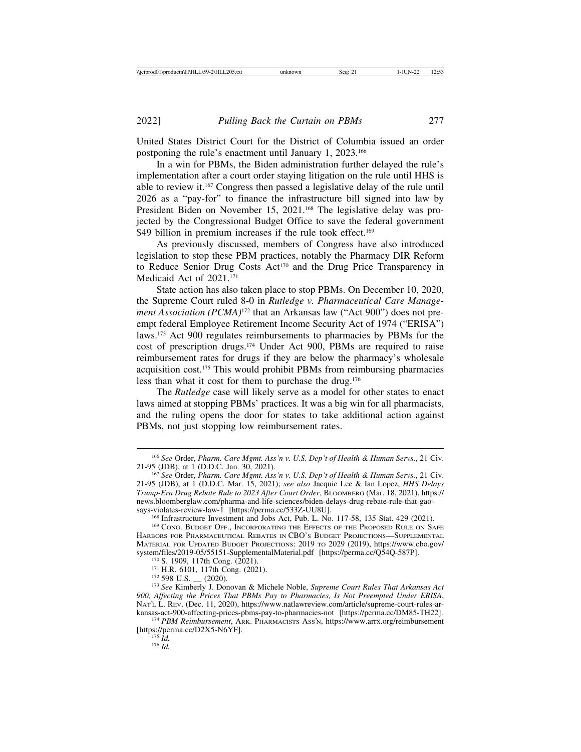United States District Court for the District of Columbia issued an order postponing the rule's enactment until January 1, 2023.[166]

In a win for PBMs, the Biden administration further delayed the rule's implementation after a court order staying litigation on the rule until HHS is able to review it.[167] Congress then passed a legislative delay of the rule until 2026 as a "pay-for" to finance the infrastructure bill signed into law by President Biden on November 15, 2021.[168] The legislative delay was projected by the Congressional Budget Office to save the federal government $49 billion in premium increases if the rule took effect.[169]

As previously discussed, members of Congress have also introduced legislation to stop these PBM practices, notably the Pharmacy DIR Reform to Reduce Senior Drug Costs Act[170] and the Drug Price Transparency in Medicaid Act of 2021.[171]

State action has also taken place to stop PBMs. On December 10, 2020, the Supreme Court ruled 8-0 in *Rutledge v. Pharmaceutical Care Management Association (PCMA)*[172] that an Arkansas law ("Act 900") does not preempt federal Employee Retirement Income Security Act of 1974 ("ERISA") laws.[173] Act 900 regulates reimbursements to pharmacies by PBMs for the cost of prescription drugs.[174] Under Act 900, PBMs are required to raise reimbursement rates for drugs if they are below the pharmacy's wholesale acquisition cost.[175] This would prohibit PBMs from reimbursing pharmacies less than what it cost for them to purchase the drug.[176]

The *Rutledge* case will likely serve as a model for other states to enact laws aimed at stopping PBMs' practices. It was a big win for all pharmacists, and the ruling opens the door for states to take additional action against PBMs, not just stopping low reimbursement rates.

---

[166] *See* Order, *Pharm. Care Mgmt. Ass'n v. U.S. Dep't of Health & Human Servs.*, 21 Civ. 21-95 (JDB), at 1 (D.D.C. Jan. 30, 2021).

[167] *See* Order, *Pharm. Care Mgmt. Ass'n v. U.S. Dep't of Health & Human Servs.*, 21 Civ. 21-95 (JDB), at 1 (D.D.C. Mar. 15, 2021); *see also* Jacquie Lee & Ian Lopez, *HHS Delays Trump-Era Drug Rebate Rule to 2023 After Court Order*, BLOOMBERG (Mar. 18, 2021), https://news.bloomberglaw.com/pharma-and-life-sciences/biden-delays-drug-rebate-rule-that-gao-says-violates-review-law-1 [https://perma.cc/533Z-UU8U].

[168] Infrastructure Investment and Jobs Act, Pub. L. No. 117-58, 135 Stat. 429 (2021).

[169] CONG. BUDGET OFF., INCORPORATING THE EFFECTS OF THE PROPOSED RULE ON SAFE HARBORS FOR PHARMACEUTICAL REBATES IN CBO'S BUDGET PROJECTIONS—SUPPLEMENTAL MATERIAL FOR UPDATED BUDGET PROJECTIONS: 2019 TO 2029 (2019), https://www.cbo.gov/system/files/2019-05/55151-SupplementalMaterial.pdf [https://perma.cc/Q54Q-587P].

[170] S. 1909, 117th Cong. (2021).

[171] H.R. 6101, 117th Cong. (2021).

[172] 598 U.S. __ (2020).

[173] *See* Kimberly J. Donovan & Michele Noble, *Supreme Court Rules That Arkansas Act 900, Affecting the Prices That PBMs Pay to Pharmacies, Is Not Preempted Under ERISA*, NAT'L L. REV. (Dec. 11, 2020), https://www.natlawreview.com/article/supreme-court-rules-arkansas-act-900-affecting-prices-pbms-pay-to-pharmacies-not [https://perma.cc/DM85-TH22].

[174] *PBM Reimbursement*, ARK. PHARMACISTS ASS'N, https://www.arrx.org/reimbursement [https://perma.cc/D2X5-N6YF].

[175] *Id.*

[176] *Id.*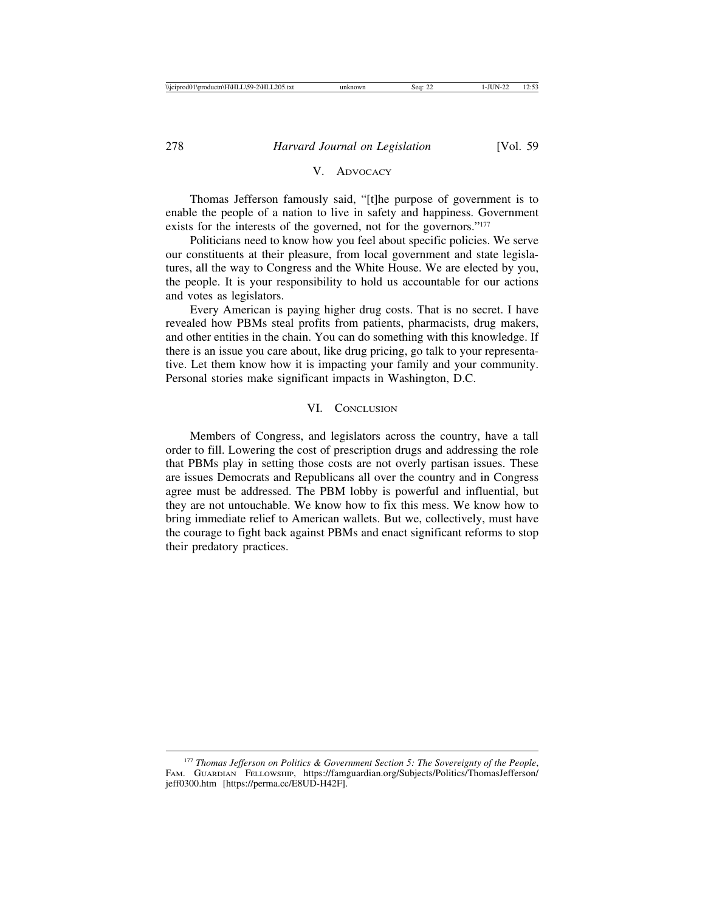## V. Advocacy

Thomas Jefferson famously said, "[t]he purpose of government is to enable the people of a nation to live in safety and happiness. Government exists for the interests of the governed, not for the governors."[177]

Politicians need to know how you feel about specific policies. We serve our constituents at their pleasure, from local government and state legislatures, all the way to Congress and the White House. We are elected by you, the people. It is your responsibility to hold us accountable for our actions and votes as legislators.

Every American is paying higher drug costs. That is no secret. I have revealed how PBMs steal profits from patients, pharmacists, drug makers, and other entities in the chain. You can do something with this knowledge. If there is an issue you care about, like drug pricing, go talk to your representative. Let them know how it is impacting your family and your community. Personal stories make significant impacts in Washington, D.C.

## VI. Conclusion

Members of Congress, and legislators across the country, have a tall order to fill. Lowering the cost of prescription drugs and addressing the role that PBMs play in setting those costs are not overly partisan issues. These are issues Democrats and Republicans all over the country and in Congress agree must be addressed. The PBM lobby is powerful and influential, but they are not untouchable. We know how to fix this mess. We know how to bring immediate relief to American wallets. But we, collectively, must have the courage to fight back against PBMs and enact significant reforms to stop their predatory practices.

---

[177] *Thomas Jefferson on Politics & Government Section 5: The Sovereignty of the People*, FAM. GUARDIAN FELLOWSHIP, https://famguardian.org/Subjects/Politics/ThomasJefferson/jeff0300.htm [https://perma.cc/E8UD-H42F].